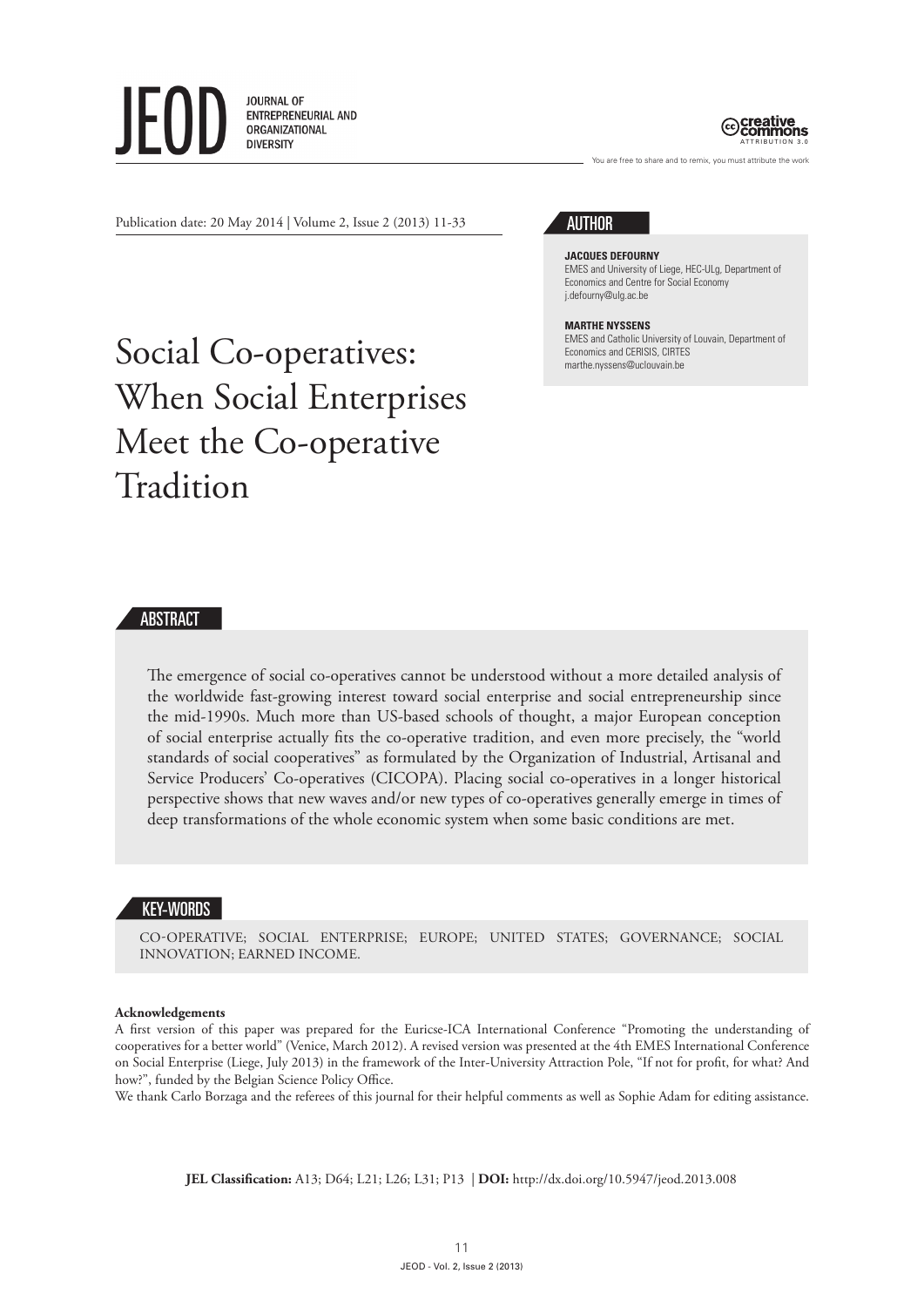Publication date: 20 May 2014 | Volume 2, Issue 2 (2013) 11-33

# Social Co-operatives: When Social Enterprises Meet the Co-operative Tradition

## AUTHOR

**JACQUES DEFOURNY**
EMES and University of Liege, HEC-ULg, Department of Economics and Centre for Social Economy
j.defourny@ulg.ac.be

**MARTHE NYSSENS**
EMES and Catholic University of Louvain, Department of Economics and CERISIS, CIRTES
marthe.nyssens@uclouvain.be

## ABSTRACT

The emergence of social co-operatives cannot be understood without a more detailed analysis of the worldwide fast-growing interest toward social enterprise and social entrepreneurship since the mid-1990s. Much more than US-based schools of thought, a major European conception of social enterprise actually fits the co-operative tradition, and even more precisely, the "world standards of social cooperatives" as formulated by the Organization of Industrial, Artisanal and Service Producers' Co-operatives (CICOPA). Placing social co-operatives in a longer historical perspective shows that new waves and/or new types of co-operatives generally emerge in times of deep transformations of the whole economic system when some basic conditions are met.

## KEY-WORDS

CO-OPERATIVE; SOCIAL ENTERPRISE; EUROPE; UNITED STATES; GOVERNANCE; SOCIAL INNOVATION; EARNED INCOME.

**Acknowledgements**
A first version of this paper was prepared for the Euricse-ICA International Conference "Promoting the understanding of cooperatives for a better world" (Venice, March 2012). A revised version was presented at the 4th EMES International Conference on Social Enterprise (Liege, July 2013) in the framework of the Inter-University Attraction Pole, "If not for profit, for what? And how?", funded by the Belgian Science Policy Office.
We thank Carlo Borzaga and the referees of this journal for their helpful comments as well as Sophie Adam for editing assistance.

**JEL Classification:** A13; D64; L21; L26; L31; P13 | **DOI:** http://dx.doi.org/10.5947/jeod.2013.008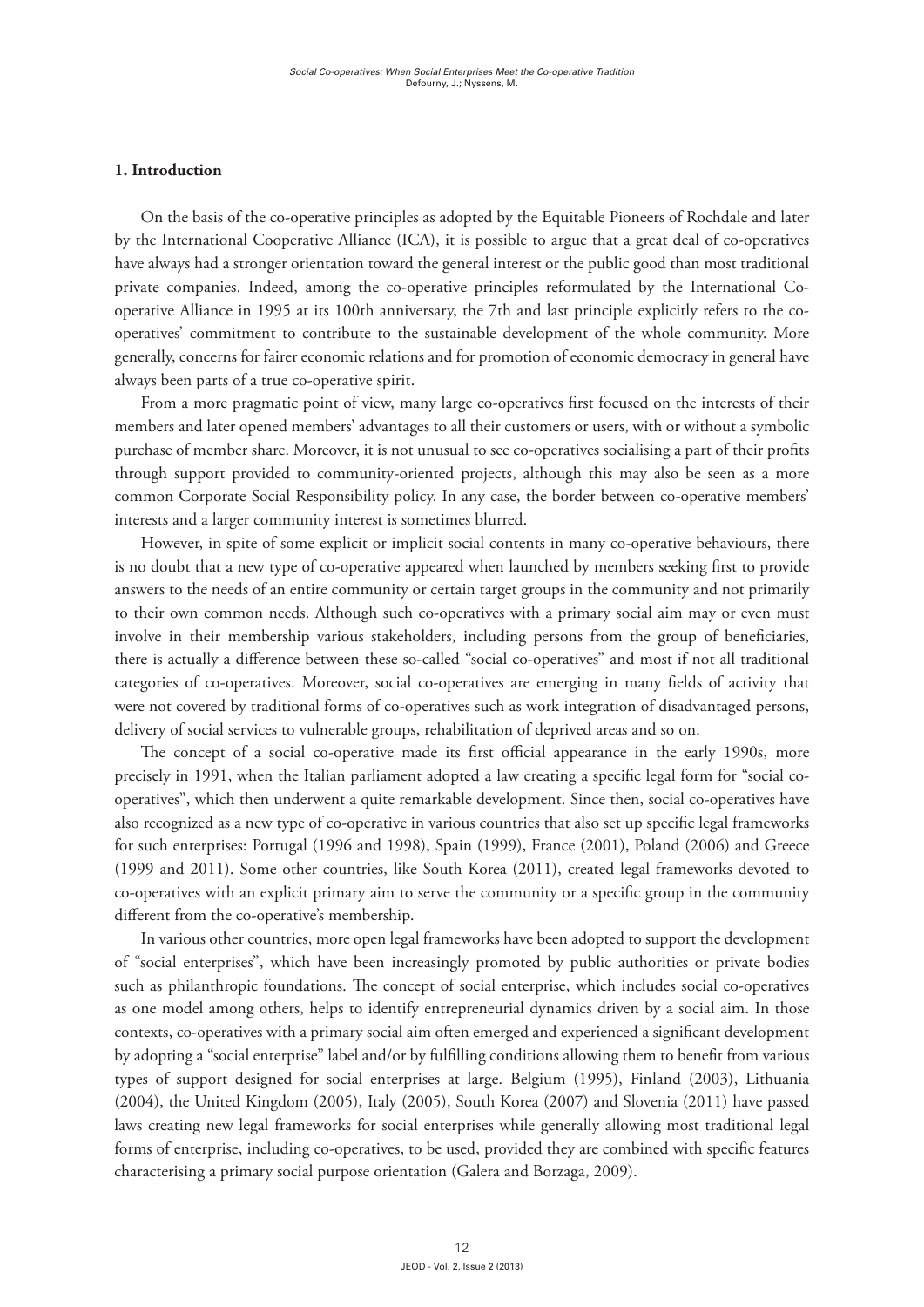## 1. Introduction

On the basis of the co-operative principles as adopted by the Equitable Pioneers of Rochdale and later by the International Cooperative Alliance (ICA), it is possible to argue that a great deal of co-operatives have always had a stronger orientation toward the general interest or the public good than most traditional private companies. Indeed, among the co-operative principles reformulated by the International Co-operative Alliance in 1995 at its 100th anniversary, the 7th and last principle explicitly refers to the co-operatives' commitment to contribute to the sustainable development of the whole community. More generally, concerns for fairer economic relations and for promotion of economic democracy in general have always been parts of a true co-operative spirit.

From a more pragmatic point of view, many large co-operatives first focused on the interests of their members and later opened members' advantages to all their customers or users, with or without a symbolic purchase of member share. Moreover, it is not unusual to see co-operatives socialising a part of their profits through support provided to community-oriented projects, although this may also be seen as a more common Corporate Social Responsibility policy. In any case, the border between co-operative members' interests and a larger community interest is sometimes blurred.

However, in spite of some explicit or implicit social contents in many co-operative behaviours, there is no doubt that a new type of co-operative appeared when launched by members seeking first to provide answers to the needs of an entire community or certain target groups in the community and not primarily to their own common needs. Although such co-operatives with a primary social aim may or even must involve in their membership various stakeholders, including persons from the group of beneficiaries, there is actually a difference between these so-called "social co-operatives" and most if not all traditional categories of co-operatives. Moreover, social co-operatives are emerging in many fields of activity that were not covered by traditional forms of co-operatives such as work integration of disadvantaged persons, delivery of social services to vulnerable groups, rehabilitation of deprived areas and so on.

The concept of a social co-operative made its first official appearance in the early 1990s, more precisely in 1991, when the Italian parliament adopted a law creating a specific legal form for "social co-operatives", which then underwent a quite remarkable development. Since then, social co-operatives have also recognized as a new type of co-operative in various countries that also set up specific legal frameworks for such enterprises: Portugal (1996 and 1998), Spain (1999), France (2001), Poland (2006) and Greece (1999 and 2011). Some other countries, like South Korea (2011), created legal frameworks devoted to co-operatives with an explicit primary aim to serve the community or a specific group in the community different from the co-operative's membership.

In various other countries, more open legal frameworks have been adopted to support the development of "social enterprises", which have been increasingly promoted by public authorities or private bodies such as philanthropic foundations. The concept of social enterprise, which includes social co-operatives as one model among others, helps to identify entrepreneurial dynamics driven by a social aim. In those contexts, co-operatives with a primary social aim often emerged and experienced a significant development by adopting a "social enterprise" label and/or by fulfilling conditions allowing them to benefit from various types of support designed for social enterprises at large. Belgium (1995), Finland (2003), Lithuania (2004), the United Kingdom (2005), Italy (2005), South Korea (2007) and Slovenia (2011) have passed laws creating new legal frameworks for social enterprises while generally allowing most traditional legal forms of enterprise, including co-operatives, to be used, provided they are combined with specific features characterising a primary social purpose orientation (Galera and Borzaga, 2009).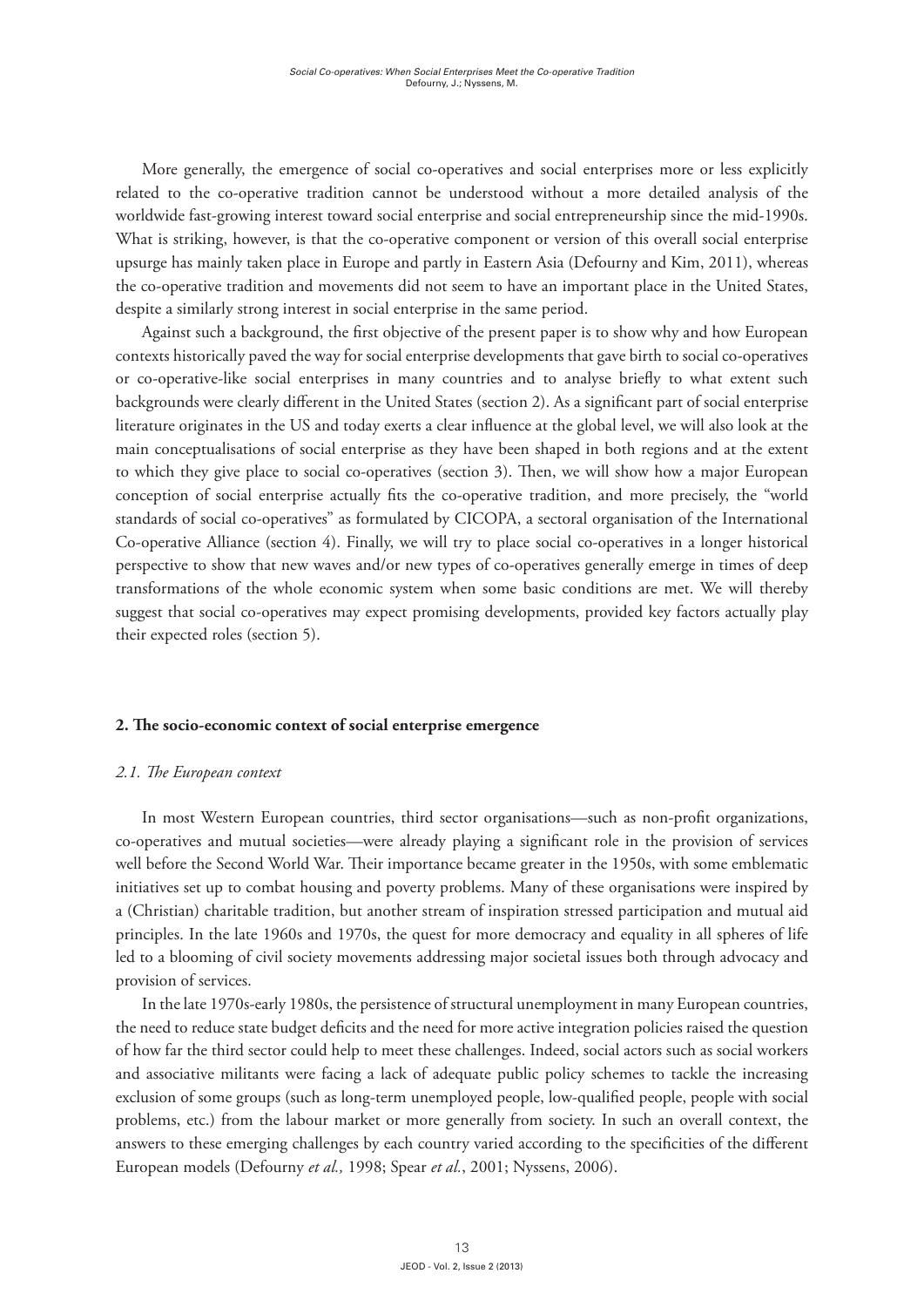More generally, the emergence of social co-operatives and social enterprises more or less explicitly related to the co-operative tradition cannot be understood without a more detailed analysis of the worldwide fast-growing interest toward social enterprise and social entrepreneurship since the mid-1990s. What is striking, however, is that the co-operative component or version of this overall social enterprise upsurge has mainly taken place in Europe and partly in Eastern Asia (Defourny and Kim, 2011), whereas the co-operative tradition and movements did not seem to have an important place in the United States, despite a similarly strong interest in social enterprise in the same period.

Against such a background, the first objective of the present paper is to show why and how European contexts historically paved the way for social enterprise developments that gave birth to social co-operatives or co-operative-like social enterprises in many countries and to analyse briefly to what extent such backgrounds were clearly different in the United States (section 2). As a significant part of social enterprise literature originates in the US and today exerts a clear influence at the global level, we will also look at the main conceptualisations of social enterprise as they have been shaped in both regions and at the extent to which they give place to social co-operatives (section 3). Then, we will show how a major European conception of social enterprise actually fits the co-operative tradition, and more precisely, the "world standards of social co-operatives" as formulated by CICOPA, a sectoral organisation of the International Co-operative Alliance (section 4). Finally, we will try to place social co-operatives in a longer historical perspective to show that new waves and/or new types of co-operatives generally emerge in times of deep transformations of the whole economic system when some basic conditions are met. We will thereby suggest that social co-operatives may expect promising developments, provided key factors actually play their expected roles (section 5).

## 2. The socio-economic context of social enterprise emergence

### *2.1. The European context*

In most Western European countries, third sector organisations—such as non-profit organizations, co-operatives and mutual societies—were already playing a significant role in the provision of services well before the Second World War. Their importance became greater in the 1950s, with some emblematic initiatives set up to combat housing and poverty problems. Many of these organisations were inspired by a (Christian) charitable tradition, but another stream of inspiration stressed participation and mutual aid principles. In the late 1960s and 1970s, the quest for more democracy and equality in all spheres of life led to a blooming of civil society movements addressing major societal issues both through advocacy and provision of services.

In the late 1970s-early 1980s, the persistence of structural unemployment in many European countries, the need to reduce state budget deficits and the need for more active integration policies raised the question of how far the third sector could help to meet these challenges. Indeed, social actors such as social workers and associative militants were facing a lack of adequate public policy schemes to tackle the increasing exclusion of some groups (such as long-term unemployed people, low-qualified people, people with social problems, etc.) from the labour market or more generally from society. In such an overall context, the answers to these emerging challenges by each country varied according to the specificities of the different European models (Defourny *et al.,* 1998; Spear *et al.*, 2001; Nyssens, 2006).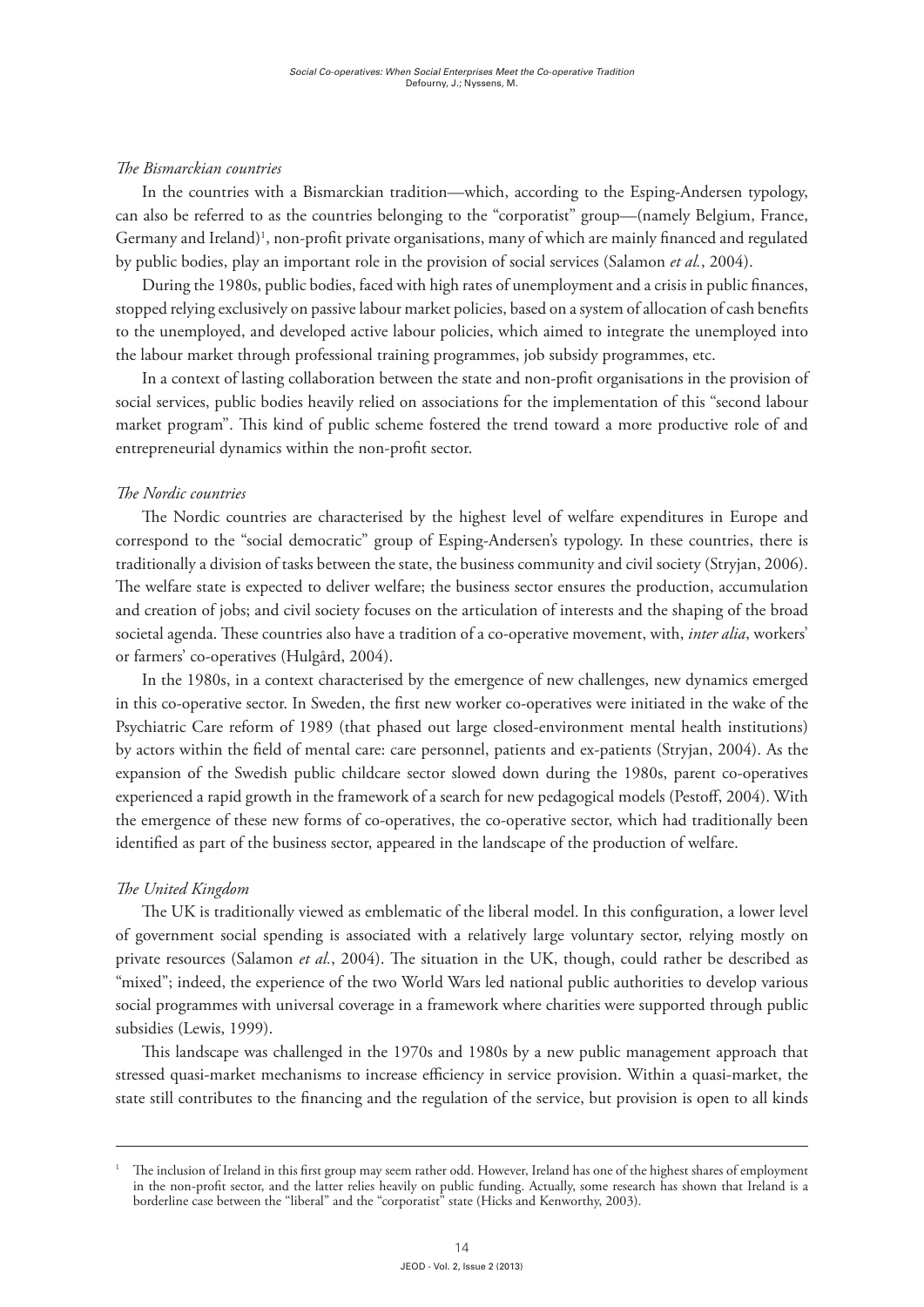*The Bismarckian countries*

In the countries with a Bismarckian tradition—which, according to the Esping-Andersen typology, can also be referred to as the countries belonging to the "corporatist" group—(namely Belgium, France, Germany and Ireland)[1], non-profit private organisations, many of which are mainly financed and regulated by public bodies, play an important role in the provision of social services (Salamon *et al.*, 2004).

During the 1980s, public bodies, faced with high rates of unemployment and a crisis in public finances, stopped relying exclusively on passive labour market policies, based on a system of allocation of cash benefits to the unemployed, and developed active labour policies, which aimed to integrate the unemployed into the labour market through professional training programmes, job subsidy programmes, etc.

In a context of lasting collaboration between the state and non-profit organisations in the provision of social services, public bodies heavily relied on associations for the implementation of this "second labour market program". This kind of public scheme fostered the trend toward a more productive role of and entrepreneurial dynamics within the non-profit sector.

*The Nordic countries*

The Nordic countries are characterised by the highest level of welfare expenditures in Europe and correspond to the "social democratic" group of Esping-Andersen's typology. In these countries, there is traditionally a division of tasks between the state, the business community and civil society (Stryjan, 2006). The welfare state is expected to deliver welfare; the business sector ensures the production, accumulation and creation of jobs; and civil society focuses on the articulation of interests and the shaping of the broad societal agenda. These countries also have a tradition of a co-operative movement, with, *inter alia*, workers' or farmers' co-operatives (Hulgård, 2004).

In the 1980s, in a context characterised by the emergence of new challenges, new dynamics emerged in this co-operative sector. In Sweden, the first new worker co-operatives were initiated in the wake of the Psychiatric Care reform of 1989 (that phased out large closed-environment mental health institutions) by actors within the field of mental care: care personnel, patients and ex-patients (Stryjan, 2004). As the expansion of the Swedish public childcare sector slowed down during the 1980s, parent co-operatives experienced a rapid growth in the framework of a search for new pedagogical models (Pestoff, 2004). With the emergence of these new forms of co-operatives, the co-operative sector, which had traditionally been identified as part of the business sector, appeared in the landscape of the production of welfare.

*The United Kingdom*

The UK is traditionally viewed as emblematic of the liberal model. In this configuration, a lower level of government social spending is associated with a relatively large voluntary sector, relying mostly on private resources (Salamon *et al.*, 2004). The situation in the UK, though, could rather be described as "mixed"; indeed, the experience of the two World Wars led national public authorities to develop various social programmes with universal coverage in a framework where charities were supported through public subsidies (Lewis, 1999).

This landscape was challenged in the 1970s and 1980s by a new public management approach that stressed quasi-market mechanisms to increase efficiency in service provision. Within a quasi-market, the state still contributes to the financing and the regulation of the service, but provision is open to all kinds

---

[1] The inclusion of Ireland in this first group may seem rather odd. However, Ireland has one of the highest shares of employment in the non-profit sector, and the latter relies heavily on public funding. Actually, some research has shown that Ireland is a borderline case between the "liberal" and the "corporatist" state (Hicks and Kenworthy, 2003).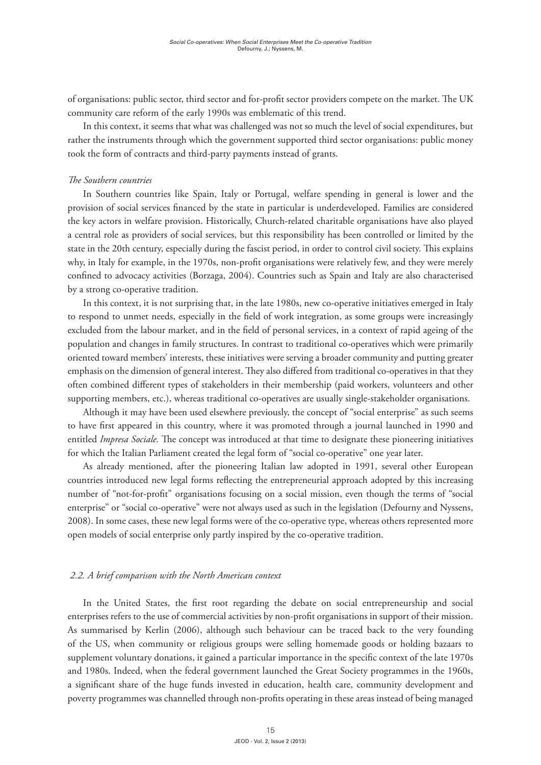of organisations: public sector, third sector and for-profit sector providers compete on the market. The UK community care reform of the early 1990s was emblematic of this trend.

In this context, it seems that what was challenged was not so much the level of social expenditures, but rather the instruments through which the government supported third sector organisations: public money took the form of contracts and third-party payments instead of grants.

*The Southern countries*

In Southern countries like Spain, Italy or Portugal, welfare spending in general is lower and the provision of social services financed by the state in particular is underdeveloped. Families are considered the key actors in welfare provision. Historically, Church-related charitable organisations have also played a central role as providers of social services, but this responsibility has been controlled or limited by the state in the 20th century, especially during the fascist period, in order to control civil society. This explains why, in Italy for example, in the 1970s, non-profit organisations were relatively few, and they were merely confined to advocacy activities (Borzaga, 2004). Countries such as Spain and Italy are also characterised by a strong co-operative tradition.

In this context, it is not surprising that, in the late 1980s, new co-operative initiatives emerged in Italy to respond to unmet needs, especially in the field of work integration, as some groups were increasingly excluded from the labour market, and in the field of personal services, in a context of rapid ageing of the population and changes in family structures. In contrast to traditional co-operatives which were primarily oriented toward members' interests, these initiatives were serving a broader community and putting greater emphasis on the dimension of general interest. They also differed from traditional co-operatives in that they often combined different types of stakeholders in their membership (paid workers, volunteers and other supporting members, etc.), whereas traditional co-operatives are usually single-stakeholder organisations.

Although it may have been used elsewhere previously, the concept of "social enterprise" as such seems to have first appeared in this country, where it was promoted through a journal launched in 1990 and entitled *Impresa Sociale*. The concept was introduced at that time to designate these pioneering initiatives for which the Italian Parliament created the legal form of "social co-operative" one year later.

As already mentioned, after the pioneering Italian law adopted in 1991, several other European countries introduced new legal forms reflecting the entrepreneurial approach adopted by this increasing number of "not-for-profit" organisations focusing on a social mission, even though the terms of "social enterprise" or "social co-operative" were not always used as such in the legislation (Defourny and Nyssens, 2008). In some cases, these new legal forms were of the co-operative type, whereas others represented more open models of social enterprise only partly inspired by the co-operative tradition.

### *2.2. A brief comparison with the North American context*

In the United States, the first root regarding the debate on social entrepreneurship and social enterprises refers to the use of commercial activities by non-profit organisations in support of their mission. As summarised by Kerlin (2006), although such behaviour can be traced back to the very founding of the US, when community or religious groups were selling homemade goods or holding bazaars to supplement voluntary donations, it gained a particular importance in the specific context of the late 1970s and 1980s. Indeed, when the federal government launched the Great Society programmes in the 1960s, a significant share of the huge funds invested in education, health care, community development and poverty programmes was channelled through non-profits operating in these areas instead of being managed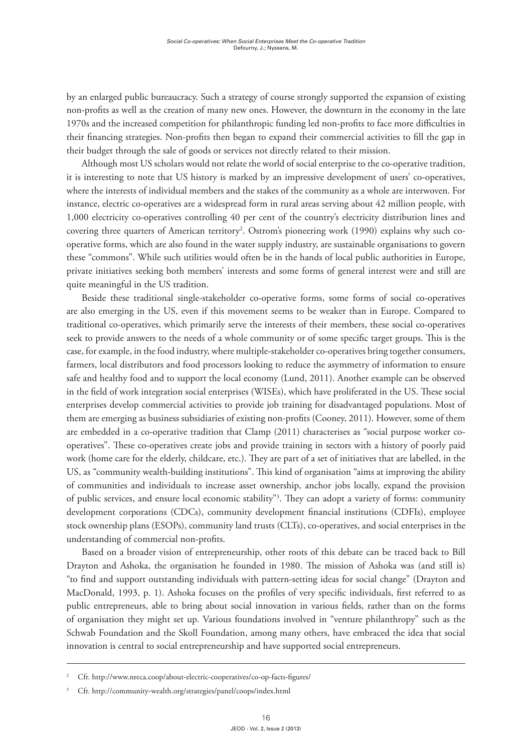by an enlarged public bureaucracy. Such a strategy of course strongly supported the expansion of existing non-profits as well as the creation of many new ones. However, the downturn in the economy in the late 1970s and the increased competition for philanthropic funding led non-profits to face more difficulties in their financing strategies. Non-profits then began to expand their commercial activities to fill the gap in their budget through the sale of goods or services not directly related to their mission.

Although most US scholars would not relate the world of social enterprise to the co-operative tradition, it is interesting to note that US history is marked by an impressive development of users' co-operatives, where the interests of individual members and the stakes of the community as a whole are interwoven. For instance, electric co-operatives are a widespread form in rural areas serving about 42 million people, with 1,000 electricity co-operatives controlling 40 per cent of the country's electricity distribution lines and covering three quarters of American territory[2]. Ostrom's pioneering work (1990) explains why such co-operative forms, which are also found in the water supply industry, are sustainable organisations to govern these "commons". While such utilities would often be in the hands of local public authorities in Europe, private initiatives seeking both members' interests and some forms of general interest were and still are quite meaningful in the US tradition.

Beside these traditional single-stakeholder co-operative forms, some forms of social co-operatives are also emerging in the US, even if this movement seems to be weaker than in Europe. Compared to traditional co-operatives, which primarily serve the interests of their members, these social co-operatives seek to provide answers to the needs of a whole community or of some specific target groups. This is the case, for example, in the food industry, where multiple-stakeholder co-operatives bring together consumers, farmers, local distributors and food processors looking to reduce the asymmetry of information to ensure safe and healthy food and to support the local economy (Lund, 2011). Another example can be observed in the field of work integration social enterprises (WISEs), which have proliferated in the US. These social enterprises develop commercial activities to provide job training for disadvantaged populations. Most of them are emerging as business subsidiaries of existing non-profits (Cooney, 2011). However, some of them are embedded in a co-operative tradition that Clamp (2011) characterises as "social purpose worker co-operatives". These co-operatives create jobs and provide training in sectors with a history of poorly paid work (home care for the elderly, childcare, etc.). They are part of a set of initiatives that are labelled, in the US, as "community wealth-building institutions". This kind of organisation "aims at improving the ability of communities and individuals to increase asset ownership, anchor jobs locally, expand the provision of public services, and ensure local economic stability"[3]. They can adopt a variety of forms: community development corporations (CDCs), community development financial institutions (CDFIs), employee stock ownership plans (ESOPs), community land trusts (CLTs), co-operatives, and social enterprises in the understanding of commercial non-profits.

Based on a broader vision of entrepreneurship, other roots of this debate can be traced back to Bill Drayton and Ashoka, the organisation he founded in 1980. The mission of Ashoka was (and still is) "to find and support outstanding individuals with pattern-setting ideas for social change" (Drayton and MacDonald, 1993, p. 1). Ashoka focuses on the profiles of very specific individuals, first referred to as public entrepreneurs, able to bring about social innovation in various fields, rather than on the forms of organisation they might set up. Various foundations involved in "venture philanthropy" such as the Schwab Foundation and the Skoll Foundation, among many others, have embraced the idea that social innovation is central to social entrepreneurship and have supported social entrepreneurs.

---

[2] Cfr. http://www.nreca.coop/about-electric-cooperatives/co-op-facts-figures/

[3] Cfr. http://community-wealth.org/strategies/panel/coops/index.html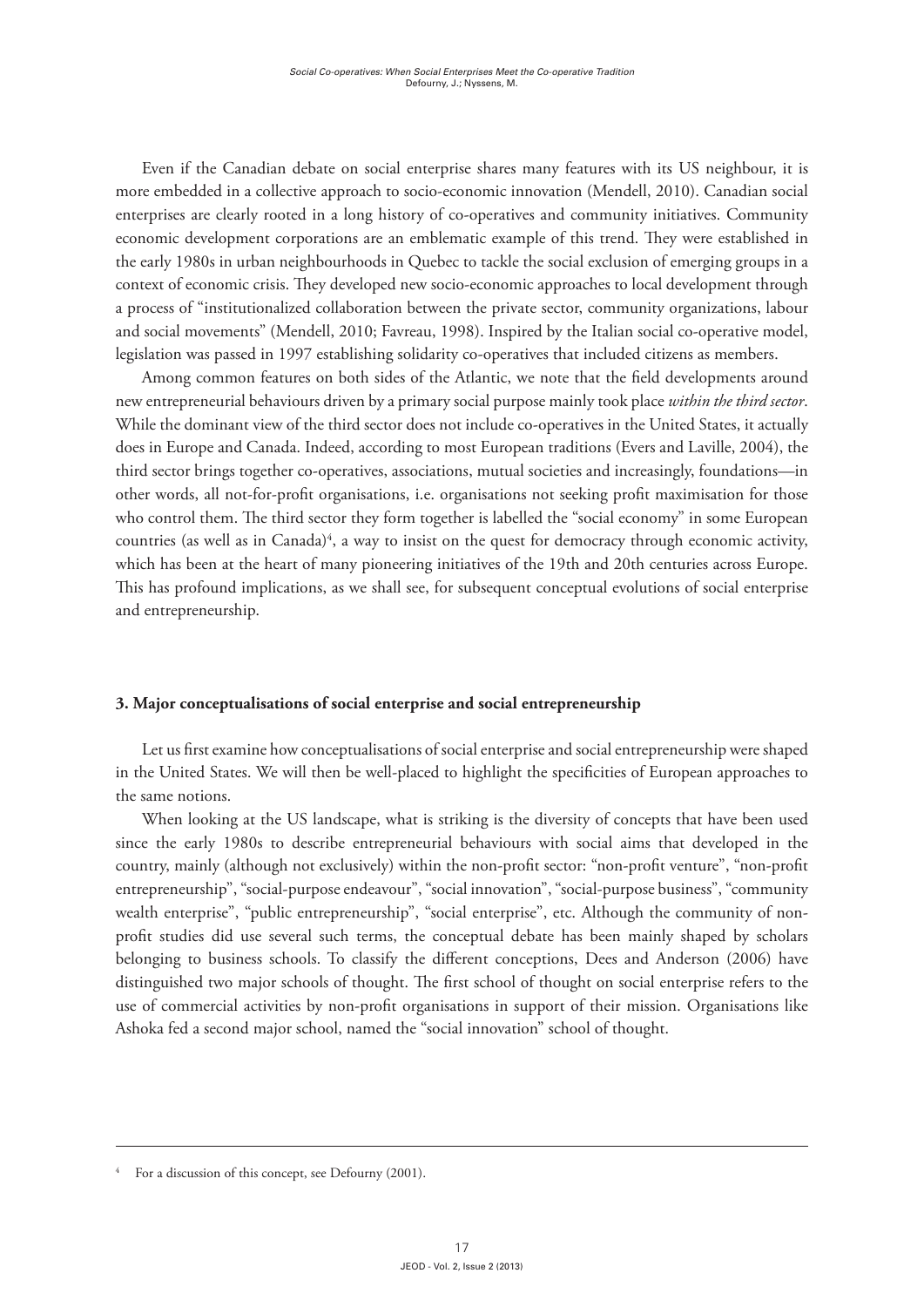Even if the Canadian debate on social enterprise shares many features with its US neighbour, it is more embedded in a collective approach to socio-economic innovation (Mendell, 2010). Canadian social enterprises are clearly rooted in a long history of co-operatives and community initiatives. Community economic development corporations are an emblematic example of this trend. They were established in the early 1980s in urban neighbourhoods in Quebec to tackle the social exclusion of emerging groups in a context of economic crisis. They developed new socio-economic approaches to local development through a process of "institutionalized collaboration between the private sector, community organizations, labour and social movements" (Mendell, 2010; Favreau, 1998). Inspired by the Italian social co-operative model, legislation was passed in 1997 establishing solidarity co-operatives that included citizens as members.

Among common features on both sides of the Atlantic, we note that the field developments around new entrepreneurial behaviours driven by a primary social purpose mainly took place *within the third sector*. While the dominant view of the third sector does not include co-operatives in the United States, it actually does in Europe and Canada. Indeed, according to most European traditions (Evers and Laville, 2004), the third sector brings together co-operatives, associations, mutual societies and increasingly, foundations—in other words, all not-for-profit organisations, i.e. organisations not seeking profit maximisation for those who control them. The third sector they form together is labelled the "social economy" in some European countries (as well as in Canada)[4], a way to insist on the quest for democracy through economic activity, which has been at the heart of many pioneering initiatives of the 19th and 20th centuries across Europe. This has profound implications, as we shall see, for subsequent conceptual evolutions of social enterprise and entrepreneurship.

### 3. Major conceptualisations of social enterprise and social entrepreneurship

Let us first examine how conceptualisations of social enterprise and social entrepreneurship were shaped in the United States. We will then be well-placed to highlight the specificities of European approaches to the same notions.

When looking at the US landscape, what is striking is the diversity of concepts that have been used since the early 1980s to describe entrepreneurial behaviours with social aims that developed in the country, mainly (although not exclusively) within the non-profit sector: "non-profit venture", "non-profit entrepreneurship", "social-purpose endeavour", "social innovation", "social-purpose business", "community wealth enterprise", "public entrepreneurship", "social enterprise", etc. Although the community of non-profit studies did use several such terms, the conceptual debate has been mainly shaped by scholars belonging to business schools. To classify the different conceptions, Dees and Anderson (2006) have distinguished two major schools of thought. The first school of thought on social enterprise refers to the use of commercial activities by non-profit organisations in support of their mission. Organisations like Ashoka fed a second major school, named the "social innovation" school of thought.

[4] For a discussion of this concept, see Defourny (2001).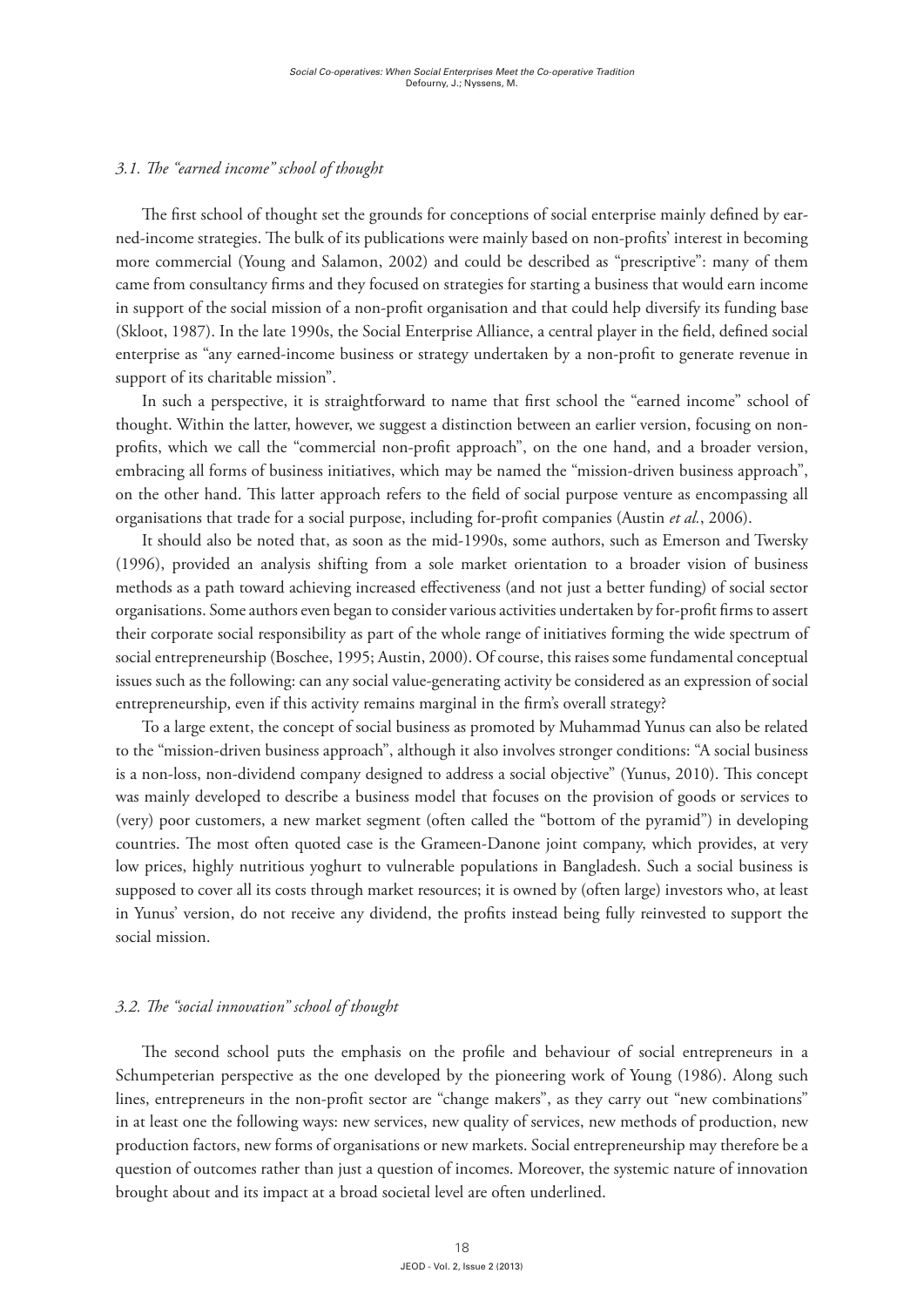### *3.1. The "earned income" school of thought*

The first school of thought set the grounds for conceptions of social enterprise mainly defined by earned-income strategies. The bulk of its publications were mainly based on non-profits' interest in becoming more commercial (Young and Salamon, 2002) and could be described as "prescriptive": many of them came from consultancy firms and they focused on strategies for starting a business that would earn income in support of the social mission of a non-profit organisation and that could help diversify its funding base (Skloot, 1987). In the late 1990s, the Social Enterprise Alliance, a central player in the field, defined social enterprise as "any earned-income business or strategy undertaken by a non-profit to generate revenue in support of its charitable mission".

In such a perspective, it is straightforward to name that first school the "earned income" school of thought. Within the latter, however, we suggest a distinction between an earlier version, focusing on non-profits, which we call the "commercial non-profit approach", on the one hand, and a broader version, embracing all forms of business initiatives, which may be named the "mission-driven business approach", on the other hand. This latter approach refers to the field of social purpose venture as encompassing all organisations that trade for a social purpose, including for-profit companies (Austin *et al.*, 2006).

It should also be noted that, as soon as the mid-1990s, some authors, such as Emerson and Twersky (1996), provided an analysis shifting from a sole market orientation to a broader vision of business methods as a path toward achieving increased effectiveness (and not just a better funding) of social sector organisations. Some authors even began to consider various activities undertaken by for-profit firms to assert their corporate social responsibility as part of the whole range of initiatives forming the wide spectrum of social entrepreneurship (Boschee, 1995; Austin, 2000). Of course, this raises some fundamental conceptual issues such as the following: can any social value-generating activity be considered as an expression of social entrepreneurship, even if this activity remains marginal in the firm's overall strategy?

To a large extent, the concept of social business as promoted by Muhammad Yunus can also be related to the "mission-driven business approach", although it also involves stronger conditions: "A social business is a non-loss, non-dividend company designed to address a social objective" (Yunus, 2010). This concept was mainly developed to describe a business model that focuses on the provision of goods or services to (very) poor customers, a new market segment (often called the "bottom of the pyramid") in developing countries. The most often quoted case is the Grameen-Danone joint company, which provides, at very low prices, highly nutritious yoghurt to vulnerable populations in Bangladesh. Such a social business is supposed to cover all its costs through market resources; it is owned by (often large) investors who, at least in Yunus' version, do not receive any dividend, the profits instead being fully reinvested to support the social mission.

### *3.2. The "social innovation" school of thought*

The second school puts the emphasis on the profile and behaviour of social entrepreneurs in a Schumpeterian perspective as the one developed by the pioneering work of Young (1986). Along such lines, entrepreneurs in the non-profit sector are "change makers", as they carry out "new combinations" in at least one the following ways: new services, new quality of services, new methods of production, new production factors, new forms of organisations or new markets. Social entrepreneurship may therefore be a question of outcomes rather than just a question of incomes. Moreover, the systemic nature of innovation brought about and its impact at a broad societal level are often underlined.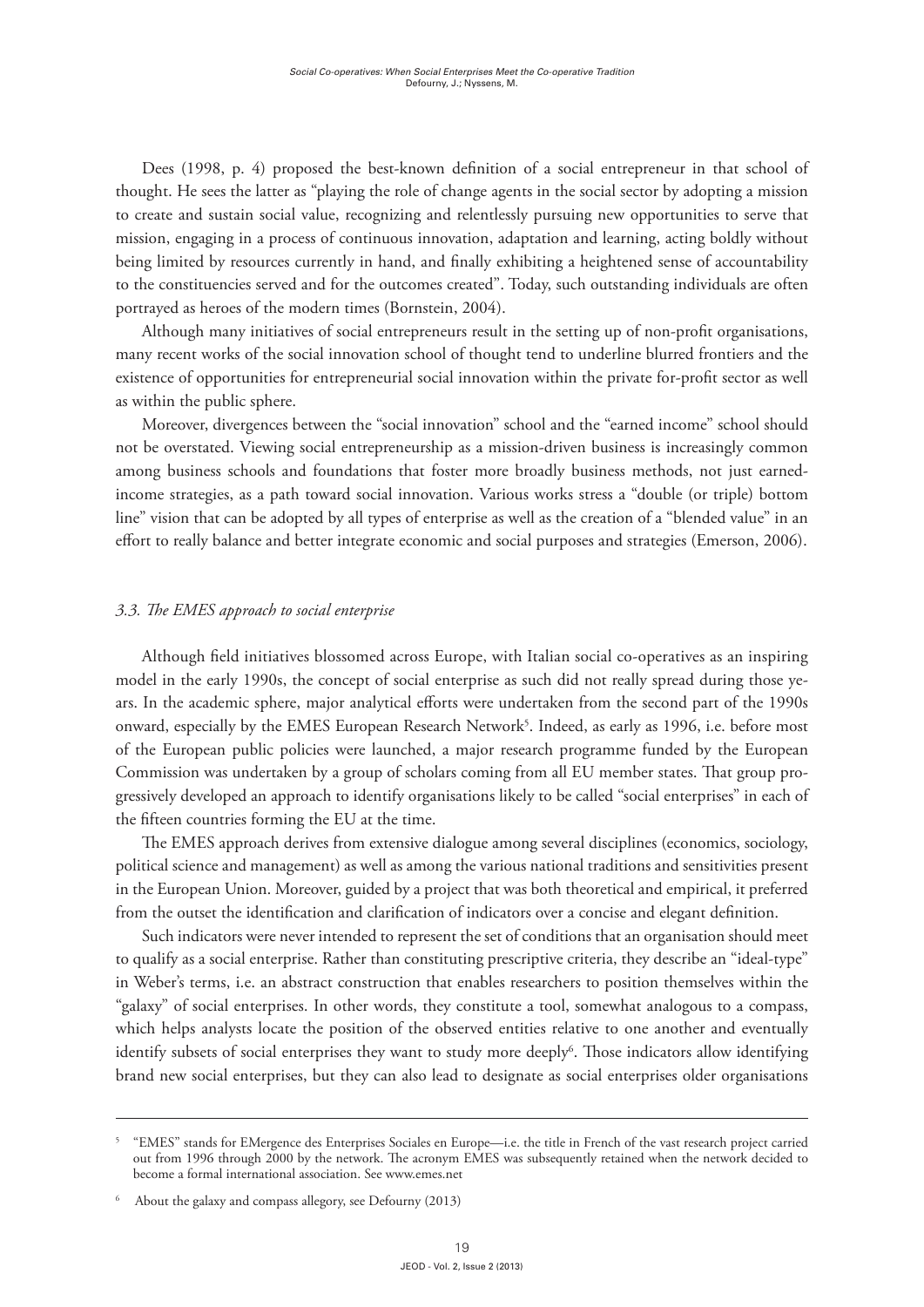Dees (1998, p. 4) proposed the best-known definition of a social entrepreneur in that school of thought. He sees the latter as "playing the role of change agents in the social sector by adopting a mission to create and sustain social value, recognizing and relentlessly pursuing new opportunities to serve that mission, engaging in a process of continuous innovation, adaptation and learning, acting boldly without being limited by resources currently in hand, and finally exhibiting a heightened sense of accountability to the constituencies served and for the outcomes created". Today, such outstanding individuals are often portrayed as heroes of the modern times (Bornstein, 2004).

Although many initiatives of social entrepreneurs result in the setting up of non-profit organisations, many recent works of the social innovation school of thought tend to underline blurred frontiers and the existence of opportunities for entrepreneurial social innovation within the private for-profit sector as well as within the public sphere.

Moreover, divergences between the "social innovation" school and the "earned income" school should not be overstated. Viewing social entrepreneurship as a mission-driven business is increasingly common among business schools and foundations that foster more broadly business methods, not just earned-income strategies, as a path toward social innovation. Various works stress a "double (or triple) bottom line" vision that can be adopted by all types of enterprise as well as the creation of a "blended value" in an effort to really balance and better integrate economic and social purposes and strategies (Emerson, 2006).

### *3.3. The EMES approach to social enterprise*

Although field initiatives blossomed across Europe, with Italian social co-operatives as an inspiring model in the early 1990s, the concept of social enterprise as such did not really spread during those years. In the academic sphere, major analytical efforts were undertaken from the second part of the 1990s onward, especially by the EMES European Research Network[5]. Indeed, as early as 1996, i.e. before most of the European public policies were launched, a major research programme funded by the European Commission was undertaken by a group of scholars coming from all EU member states. That group progressively developed an approach to identify organisations likely to be called "social enterprises" in each of the fifteen countries forming the EU at the time.

The EMES approach derives from extensive dialogue among several disciplines (economics, sociology, political science and management) as well as among the various national traditions and sensitivities present in the European Union. Moreover, guided by a project that was both theoretical and empirical, it preferred from the outset the identification and clarification of indicators over a concise and elegant definition.

Such indicators were never intended to represent the set of conditions that an organisation should meet to qualify as a social enterprise. Rather than constituting prescriptive criteria, they describe an "ideal-type" in Weber's terms, i.e. an abstract construction that enables researchers to position themselves within the "galaxy" of social enterprises. In other words, they constitute a tool, somewhat analogous to a compass, which helps analysts locate the position of the observed entities relative to one another and eventually identify subsets of social enterprises they want to study more deeply[6]. Those indicators allow identifying brand new social enterprises, but they can also lead to designate as social enterprises older organisations

---

[5] "EMES" stands for EMergence des Enterprises Sociales en Europe—i.e. the title in French of the vast research project carried out from 1996 through 2000 by the network. The acronym EMES was subsequently retained when the network decided to become a formal international association. See www.emes.net

[6] About the galaxy and compass allegory, see Defourny (2013)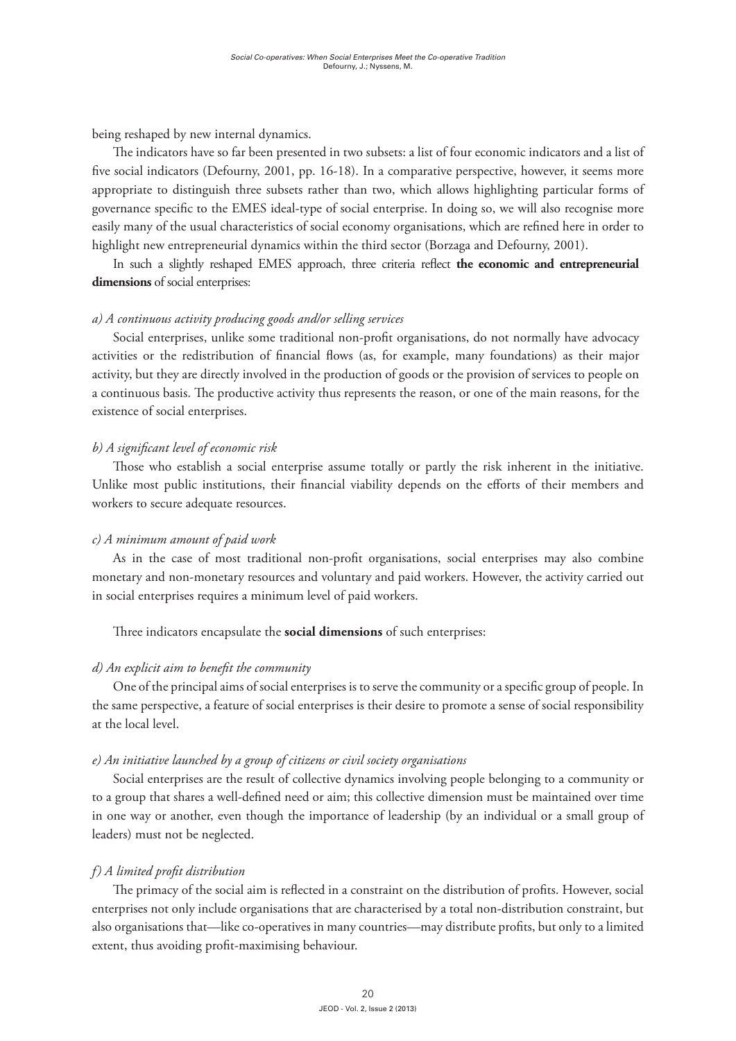being reshaped by new internal dynamics.

The indicators have so far been presented in two subsets: a list of four economic indicators and a list of five social indicators (Defourny, 2001, pp. 16-18). In a comparative perspective, however, it seems more appropriate to distinguish three subsets rather than two, which allows highlighting particular forms of governance specific to the EMES ideal-type of social enterprise. In doing so, we will also recognise more easily many of the usual characteristics of social economy organisations, which are refined here in order to highlight new entrepreneurial dynamics within the third sector (Borzaga and Defourny, 2001).

In such a slightly reshaped EMES approach, three criteria reflect **the economic and entrepreneurial dimensions** of social enterprises:

*a) A continuous activity producing goods and/or selling services*

Social enterprises, unlike some traditional non-profit organisations, do not normally have advocacy activities or the redistribution of financial flows (as, for example, many foundations) as their major activity, but they are directly involved in the production of goods or the provision of services to people on a continuous basis. The productive activity thus represents the reason, or one of the main reasons, for the existence of social enterprises.

*b) A significant level of economic risk*

Those who establish a social enterprise assume totally or partly the risk inherent in the initiative. Unlike most public institutions, their financial viability depends on the efforts of their members and workers to secure adequate resources.

*c) A minimum amount of paid work*

As in the case of most traditional non-profit organisations, social enterprises may also combine monetary and non-monetary resources and voluntary and paid workers. However, the activity carried out in social enterprises requires a minimum level of paid workers.

Three indicators encapsulate the **social dimensions** of such enterprises:

*d) An explicit aim to benefit the community*

One of the principal aims of social enterprises is to serve the community or a specific group of people. In the same perspective, a feature of social enterprises is their desire to promote a sense of social responsibility at the local level.

*e) An initiative launched by a group of citizens or civil society organisations*

Social enterprises are the result of collective dynamics involving people belonging to a community or to a group that shares a well-defined need or aim; this collective dimension must be maintained over time in one way or another, even though the importance of leadership (by an individual or a small group of leaders) must not be neglected.

*f) A limited profit distribution*

The primacy of the social aim is reflected in a constraint on the distribution of profits. However, social enterprises not only include organisations that are characterised by a total non-distribution constraint, but also organisations that—like co-operatives in many countries—may distribute profits, but only to a limited extent, thus avoiding profit-maximising behaviour.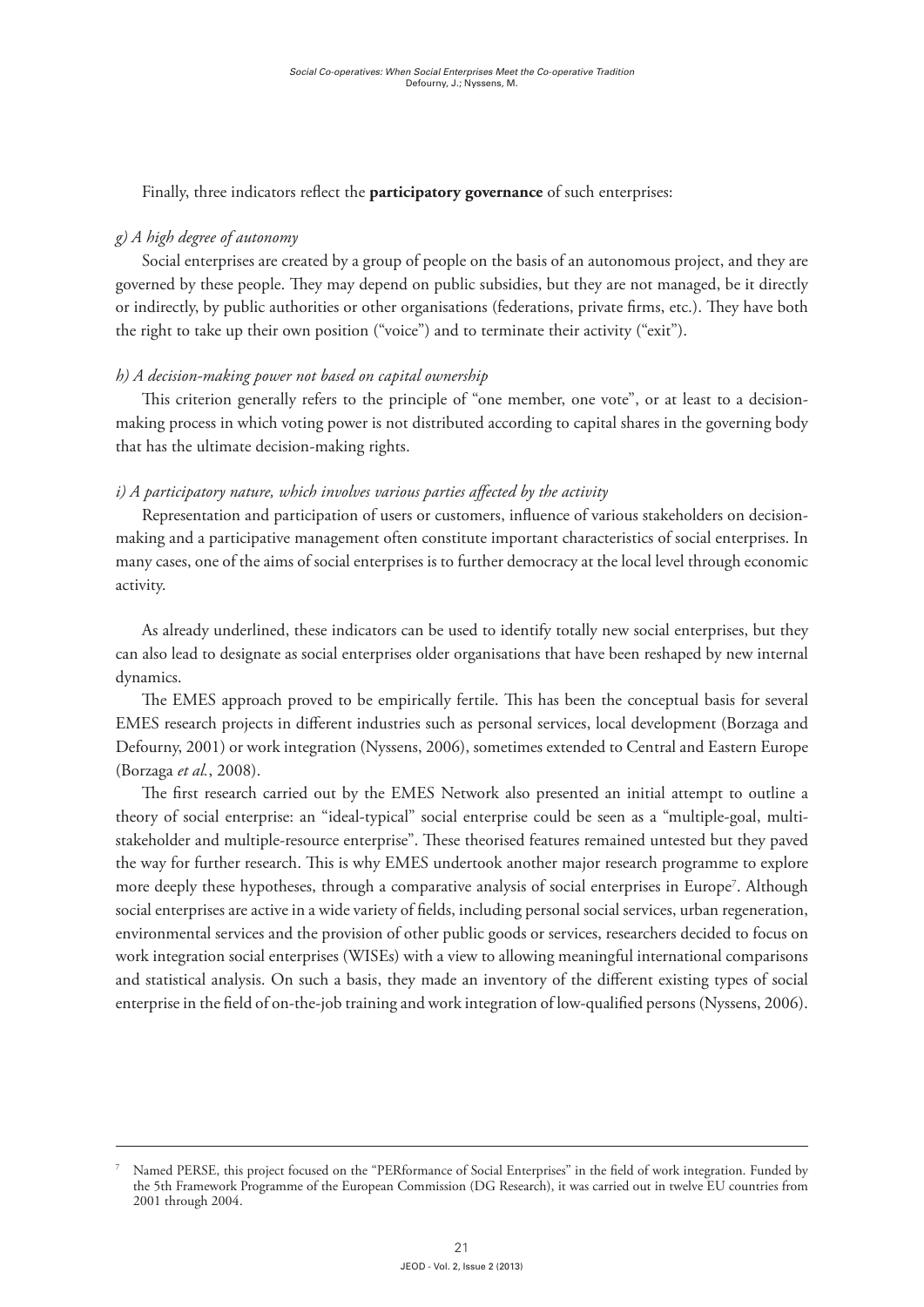Finally, three indicators reflect the **participatory governance** of such enterprises:

*g) A high degree of autonomy*

Social enterprises are created by a group of people on the basis of an autonomous project, and they are governed by these people. They may depend on public subsidies, but they are not managed, be it directly or indirectly, by public authorities or other organisations (federations, private firms, etc.). They have both the right to take up their own position ("voice") and to terminate their activity ("exit").

*h) A decision-making power not based on capital ownership*

This criterion generally refers to the principle of "one member, one vote", or at least to a decision-making process in which voting power is not distributed according to capital shares in the governing body that has the ultimate decision-making rights.

*i) A participatory nature, which involves various parties affected by the activity*

Representation and participation of users or customers, influence of various stakeholders on decision-making and a participative management often constitute important characteristics of social enterprises. In many cases, one of the aims of social enterprises is to further democracy at the local level through economic activity.

As already underlined, these indicators can be used to identify totally new social enterprises, but they can also lead to designate as social enterprises older organisations that have been reshaped by new internal dynamics.

The EMES approach proved to be empirically fertile. This has been the conceptual basis for several EMES research projects in different industries such as personal services, local development (Borzaga and Defourny, 2001) or work integration (Nyssens, 2006), sometimes extended to Central and Eastern Europe (Borzaga *et al.*, 2008).

The first research carried out by the EMES Network also presented an initial attempt to outline a theory of social enterprise: an "ideal-typical" social enterprise could be seen as a "multiple-goal, multi-stakeholder and multiple-resource enterprise". These theorised features remained untested but they paved the way for further research. This is why EMES undertook another major research programme to explore more deeply these hypotheses, through a comparative analysis of social enterprises in Europe[7]. Although social enterprises are active in a wide variety of fields, including personal social services, urban regeneration, environmental services and the provision of other public goods or services, researchers decided to focus on work integration social enterprises (WISEs) with a view to allowing meaningful international comparisons and statistical analysis. On such a basis, they made an inventory of the different existing types of social enterprise in the field of on-the-job training and work integration of low-qualified persons (Nyssens, 2006).

---

[7] Named PERSE, this project focused on the "PERformance of Social Enterprises" in the field of work integration. Funded by the 5th Framework Programme of the European Commission (DG Research), it was carried out in twelve EU countries from 2001 through 2004.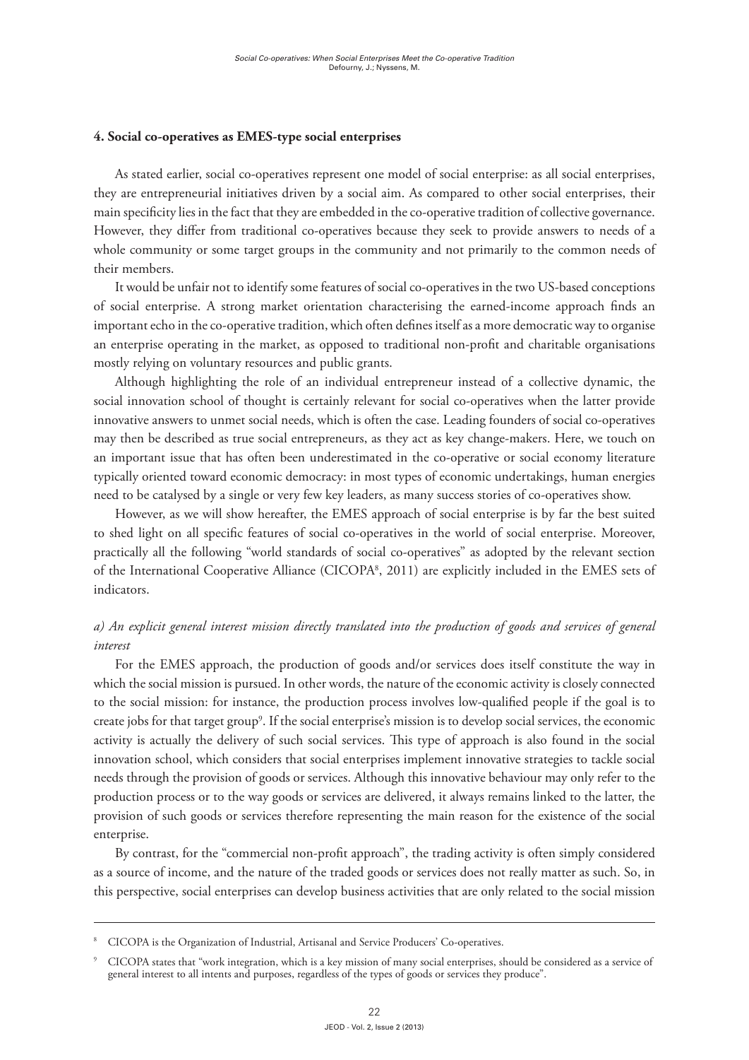### 4. Social co-operatives as EMES-type social enterprises

As stated earlier, social co-operatives represent one model of social enterprise: as all social enterprises, they are entrepreneurial initiatives driven by a social aim. As compared to other social enterprises, their main specificity lies in the fact that they are embedded in the co-operative tradition of collective governance. However, they differ from traditional co-operatives because they seek to provide answers to needs of a whole community or some target groups in the community and not primarily to the common needs of their members.

It would be unfair not to identify some features of social co-operatives in the two US-based conceptions of social enterprise. A strong market orientation characterising the earned-income approach finds an important echo in the co-operative tradition, which often defines itself as a more democratic way to organise an enterprise operating in the market, as opposed to traditional non-profit and charitable organisations mostly relying on voluntary resources and public grants.

Although highlighting the role of an individual entrepreneur instead of a collective dynamic, the social innovation school of thought is certainly relevant for social co-operatives when the latter provide innovative answers to unmet social needs, which is often the case. Leading founders of social co-operatives may then be described as true social entrepreneurs, as they act as key change-makers. Here, we touch on an important issue that has often been underestimated in the co-operative or social economy literature typically oriented toward economic democracy: in most types of economic undertakings, human energies need to be catalysed by a single or very few key leaders, as many success stories of co-operatives show.

However, as we will show hereafter, the EMES approach of social enterprise is by far the best suited to shed light on all specific features of social co-operatives in the world of social enterprise. Moreover, practically all the following "world standards of social co-operatives" as adopted by the relevant section of the International Cooperative Alliance (CICOPA[8], 2011) are explicitly included in the EMES sets of indicators.

*a) An explicit general interest mission directly translated into the production of goods and services of general interest*

For the EMES approach, the production of goods and/or services does itself constitute the way in which the social mission is pursued. In other words, the nature of the economic activity is closely connected to the social mission: for instance, the production process involves low-qualified people if the goal is to create jobs for that target group[9]. If the social enterprise's mission is to develop social services, the economic activity is actually the delivery of such social services. This type of approach is also found in the social innovation school, which considers that social enterprises implement innovative strategies to tackle social needs through the provision of goods or services. Although this innovative behaviour may only refer to the production process or to the way goods or services are delivered, it always remains linked to the latter, the provision of such goods or services therefore representing the main reason for the existence of the social enterprise.

By contrast, for the "commercial non-profit approach", the trading activity is often simply considered as a source of income, and the nature of the traded goods or services does not really matter as such. So, in this perspective, social enterprises can develop business activities that are only related to the social mission

---

[8] CICOPA is the Organization of Industrial, Artisanal and Service Producers' Co-operatives.

[9] CICOPA states that "work integration, which is a key mission of many social enterprises, should be considered as a service of general interest to all intents and purposes, regardless of the types of goods or services they produce".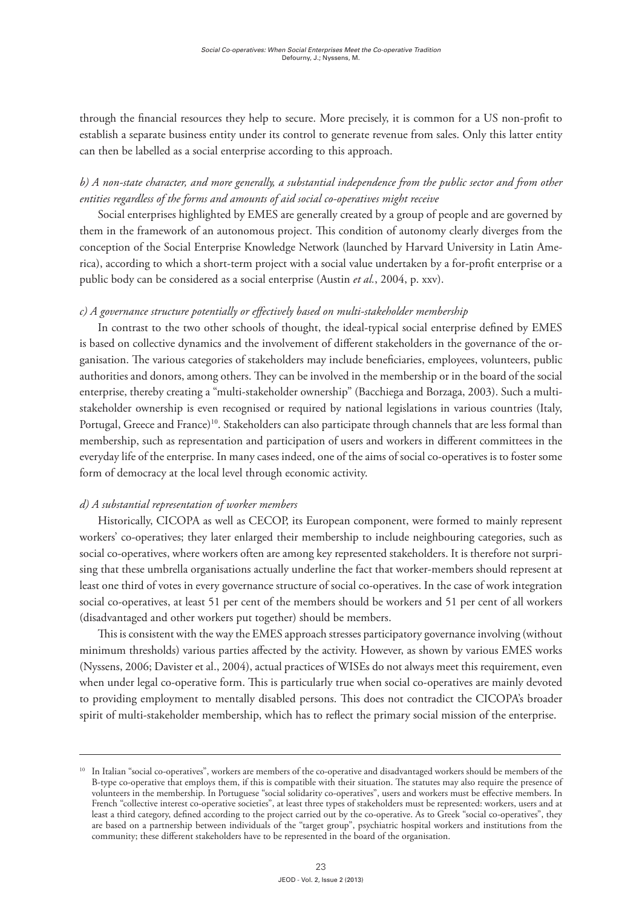through the financial resources they help to secure. More precisely, it is common for a US non-profit to establish a separate business entity under its control to generate revenue from sales. Only this latter entity can then be labelled as a social enterprise according to this approach.

*b) A non-state character, and more generally, a substantial independence from the public sector and from other entities regardless of the forms and amounts of aid social co-operatives might receive*

Social enterprises highlighted by EMES are generally created by a group of people and are governed by them in the framework of an autonomous project. This condition of autonomy clearly diverges from the conception of the Social Enterprise Knowledge Network (launched by Harvard University in Latin America), according to which a short-term project with a social value undertaken by a for-profit enterprise or a public body can be considered as a social enterprise (Austin *et al.*, 2004, p. xxv).

*c) A governance structure potentially or effectively based on multi-stakeholder membership*

In contrast to the two other schools of thought, the ideal-typical social enterprise defined by EMES is based on collective dynamics and the involvement of different stakeholders in the governance of the organisation. The various categories of stakeholders may include beneficiaries, employees, volunteers, public authorities and donors, among others. They can be involved in the membership or in the board of the social enterprise, thereby creating a "multi-stakeholder ownership" (Bacchiega and Borzaga, 2003). Such a multi-stakeholder ownership is even recognised or required by national legislations in various countries (Italy, Portugal, Greece and France)[10]. Stakeholders can also participate through channels that are less formal than membership, such as representation and participation of users and workers in different committees in the everyday life of the enterprise. In many cases indeed, one of the aims of social co-operatives is to foster some form of democracy at the local level through economic activity.

*d) A substantial representation of worker members*

Historically, CICOPA as well as CECOP, its European component, were formed to mainly represent workers' co-operatives; they later enlarged their membership to include neighbouring categories, such as social co-operatives, where workers often are among key represented stakeholders. It is therefore not surprising that these umbrella organisations actually underline the fact that worker-members should represent at least one third of votes in every governance structure of social co-operatives. In the case of work integration social co-operatives, at least 51 per cent of the members should be workers and 51 per cent of all workers (disadvantaged and other workers put together) should be members.

This is consistent with the way the EMES approach stresses participatory governance involving (without minimum thresholds) various parties affected by the activity. However, as shown by various EMES works (Nyssens, 2006; Davister et al., 2004), actual practices of WISEs do not always meet this requirement, even when under legal co-operative form. This is particularly true when social co-operatives are mainly devoted to providing employment to mentally disabled persons. This does not contradict the CICOPA's broader spirit of multi-stakeholder membership, which has to reflect the primary social mission of the enterprise.

---

[10] In Italian "social co-operatives", workers are members of the co-operative and disadvantaged workers should be members of the B-type co-operative that employs them, if this is compatible with their situation. The statutes may also require the presence of volunteers in the membership. In Portuguese "social solidarity co-operatives", users and workers must be effective members. In French "collective interest co-operative societies", at least three types of stakeholders must be represented: workers, users and at least a third category, defined according to the project carried out by the co-operative. As to Greek "social co-operatives", they are based on a partnership between individuals of the "target group", psychiatric hospital workers and institutions from the community; these different stakeholders have to be represented in the board of the organisation.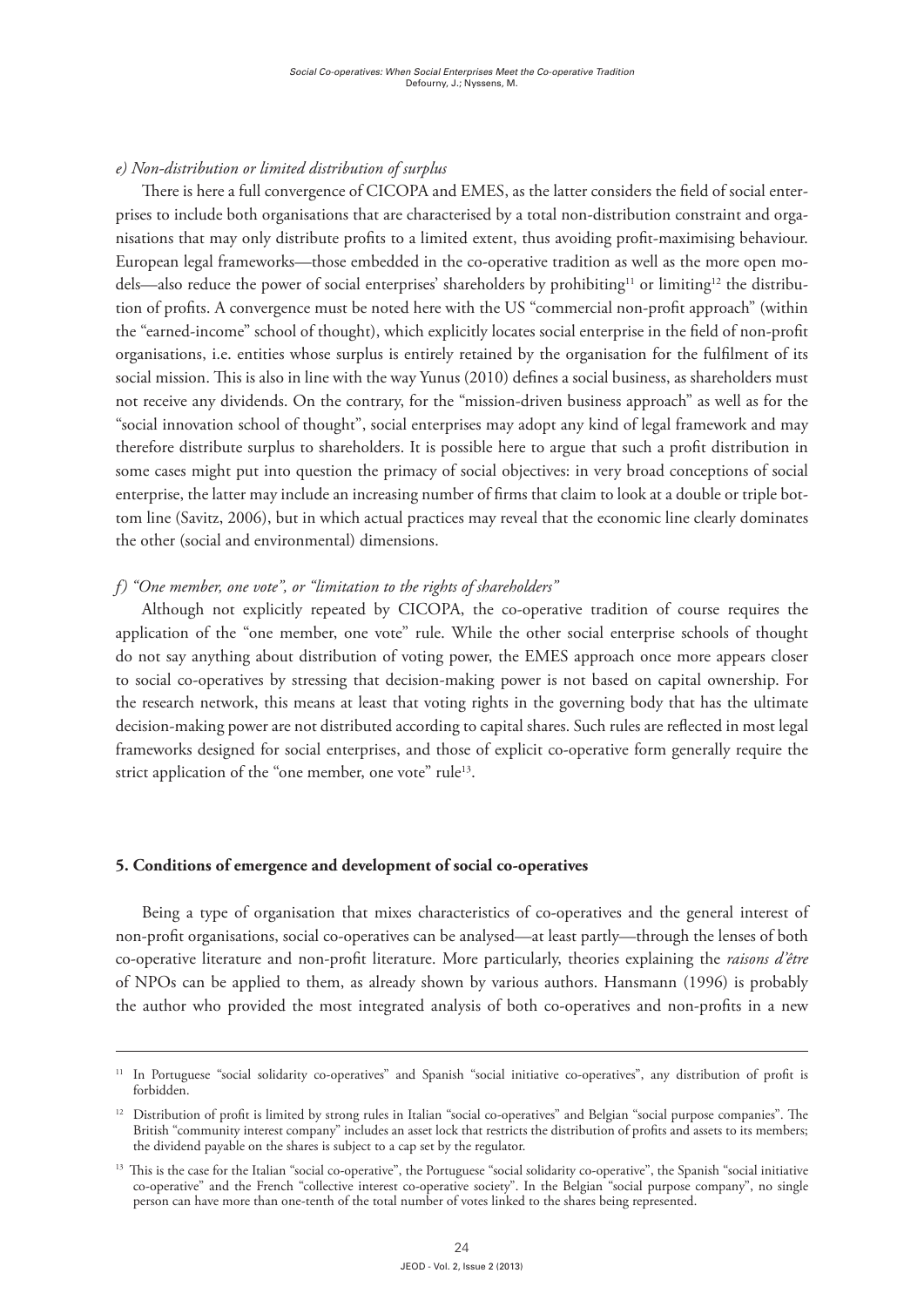*e) Non-distribution or limited distribution of surplus*

There is here a full convergence of CICOPA and EMES, as the latter considers the field of social enterprises to include both organisations that are characterised by a total non-distribution constraint and organisations that may only distribute profits to a limited extent, thus avoiding profit-maximising behaviour. European legal frameworks—those embedded in the co-operative tradition as well as the more open models—also reduce the power of social enterprises' shareholders by prohibiting[11] or limiting[12] the distribution of profits. A convergence must be noted here with the US "commercial non-profit approach" (within the "earned-income" school of thought), which explicitly locates social enterprise in the field of non-profit organisations, i.e. entities whose surplus is entirely retained by the organisation for the fulfilment of its social mission. This is also in line with the way Yunus (2010) defines a social business, as shareholders must not receive any dividends. On the contrary, for the "mission-driven business approach" as well as for the "social innovation school of thought", social enterprises may adopt any kind of legal framework and may therefore distribute surplus to shareholders. It is possible here to argue that such a profit distribution in some cases might put into question the primacy of social objectives: in very broad conceptions of social enterprise, the latter may include an increasing number of firms that claim to look at a double or triple bottom line (Savitz, 2006), but in which actual practices may reveal that the economic line clearly dominates the other (social and environmental) dimensions.

*f) "One member, one vote", or "limitation to the rights of shareholders"*

Although not explicitly repeated by CICOPA, the co-operative tradition of course requires the application of the "one member, one vote" rule. While the other social enterprise schools of thought do not say anything about distribution of voting power, the EMES approach once more appears closer to social co-operatives by stressing that decision-making power is not based on capital ownership. For the research network, this means at least that voting rights in the governing body that has the ultimate decision-making power are not distributed according to capital shares. Such rules are reflected in most legal frameworks designed for social enterprises, and those of explicit co-operative form generally require the strict application of the "one member, one vote" rule[13].

## 5. Conditions of emergence and development of social co-operatives

Being a type of organisation that mixes characteristics of co-operatives and the general interest of non-profit organisations, social co-operatives can be analysed—at least partly—through the lenses of both co-operative literature and non-profit literature. More particularly, theories explaining the *raisons d'être* of NPOs can be applied to them, as already shown by various authors. Hansmann (1996) is probably the author who provided the most integrated analysis of both co-operatives and non-profits in a new

---

[11] In Portuguese "social solidarity co-operatives" and Spanish "social initiative co-operatives", any distribution of profit is forbidden.

[12] Distribution of profit is limited by strong rules in Italian "social co-operatives" and Belgian "social purpose companies". The British "community interest company" includes an asset lock that restricts the distribution of profits and assets to its members; the dividend payable on the shares is subject to a cap set by the regulator.

[13] This is the case for the Italian "social co-operative", the Portuguese "social solidarity co-operative", the Spanish "social initiative co-operative" and the French "collective interest co-operative society". In the Belgian "social purpose company", no single person can have more than one-tenth of the total number of votes linked to the shares being represented.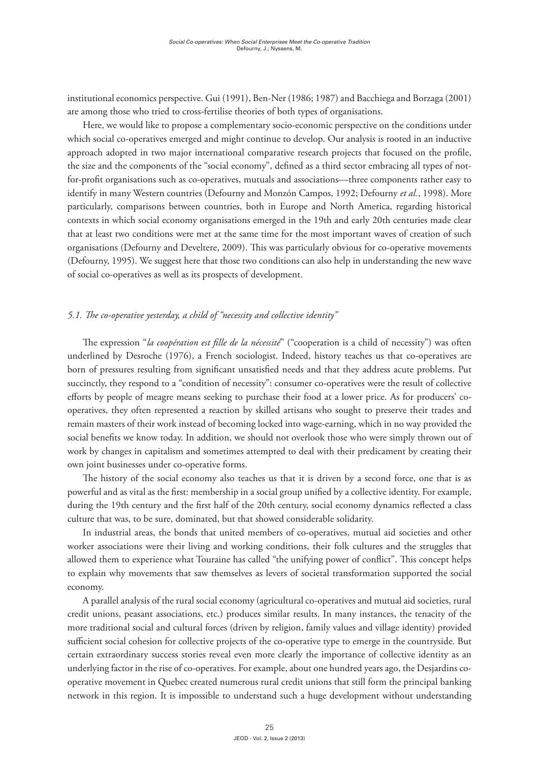institutional economics perspective. Gui (1991), Ben-Ner (1986; 1987) and Bacchiega and Borzaga (2001) are among those who tried to cross-fertilise theories of both types of organisations.

Here, we would like to propose a complementary socio-economic perspective on the conditions under which social co-operatives emerged and might continue to develop. Our analysis is rooted in an inductive approach adopted in two major international comparative research projects that focused on the profile, the size and the components of the "social economy", defined as a third sector embracing all types of not-for-profit organisations such as co-operatives, mutuals and associations—three components rather easy to identify in many Western countries (Defourny and Monzón Campos, 1992; Defourny *et al.*, 1998). More particularly, comparisons between countries, both in Europe and North America, regarding historical contexts in which social economy organisations emerged in the 19th and early 20th centuries made clear that at least two conditions were met at the same time for the most important waves of creation of such organisations (Defourny and Develtere, 2009). This was particularly obvious for co-operative movements (Defourny, 1995). We suggest here that those two conditions can also help in understanding the new wave of social co-operatives as well as its prospects of development.

### *5.1. The co-operative yesterday, a child of "necessity and collective identity"*

The expression "*la coopération est fille de la nécessité*" ("cooperation is a child of necessity") was often underlined by Desroche (1976), a French sociologist. Indeed, history teaches us that co-operatives are born of pressures resulting from significant unsatisfied needs and that they address acute problems. Put succinctly, they respond to a "condition of necessity": consumer co-operatives were the result of collective efforts by people of meagre means seeking to purchase their food at a lower price. As for producers' co-operatives, they often represented a reaction by skilled artisans who sought to preserve their trades and remain masters of their work instead of becoming locked into wage-earning, which in no way provided the social benefits we know today. In addition, we should not overlook those who were simply thrown out of work by changes in capitalism and sometimes attempted to deal with their predicament by creating their own joint businesses under co-operative forms.

The history of the social economy also teaches us that it is driven by a second force, one that is as powerful and as vital as the first: membership in a social group unified by a collective identity. For example, during the 19th century and the first half of the 20th century, social economy dynamics reflected a class culture that was, to be sure, dominated, but that showed considerable solidarity.

In industrial areas, the bonds that united members of co-operatives, mutual aid societies and other worker associations were their living and working conditions, their folk cultures and the struggles that allowed them to experience what Touraine has called "the unifying power of conflict". This concept helps to explain why movements that saw themselves as levers of societal transformation supported the social economy.

A parallel analysis of the rural social economy (agricultural co-operatives and mutual aid societies, rural credit unions, peasant associations, etc.) produces similar results. In many instances, the tenacity of the more traditional social and cultural forces (driven by religion, family values and village identity) provided sufficient social cohesion for collective projects of the co-operative type to emerge in the countryside. But certain extraordinary success stories reveal even more clearly the importance of collective identity as an underlying factor in the rise of co-operatives. For example, about one hundred years ago, the Desjardins co-operative movement in Quebec created numerous rural credit unions that still form the principal banking network in this region. It is impossible to understand such a huge development without understanding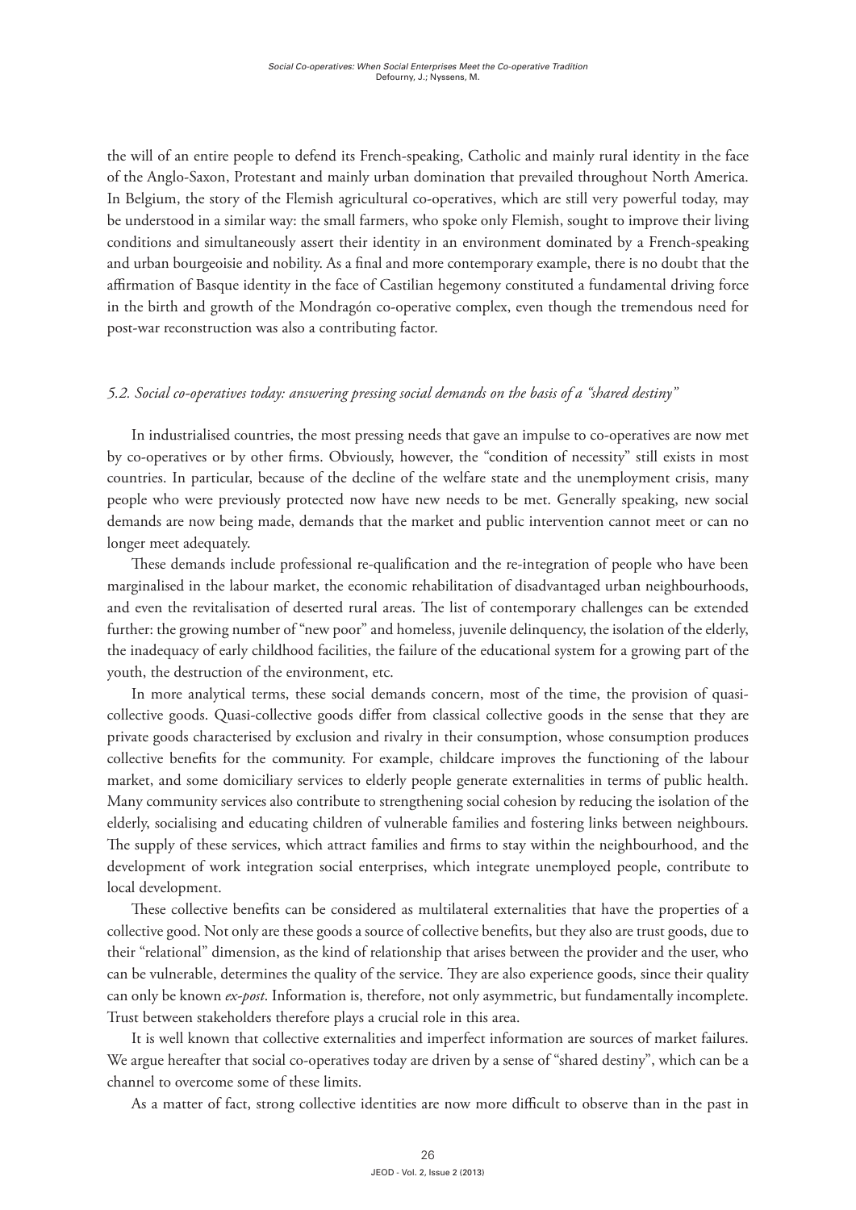the will of an entire people to defend its French-speaking, Catholic and mainly rural identity in the face of the Anglo-Saxon, Protestant and mainly urban domination that prevailed throughout North America. In Belgium, the story of the Flemish agricultural co-operatives, which are still very powerful today, may be understood in a similar way: the small farmers, who spoke only Flemish, sought to improve their living conditions and simultaneously assert their identity in an environment dominated by a French-speaking and urban bourgeoisie and nobility. As a final and more contemporary example, there is no doubt that the affirmation of Basque identity in the face of Castilian hegemony constituted a fundamental driving force in the birth and growth of the Mondragón co-operative complex, even though the tremendous need for post-war reconstruction was also a contributing factor.

### *5.2. Social co-operatives today: answering pressing social demands on the basis of a "shared destiny"*

In industrialised countries, the most pressing needs that gave an impulse to co-operatives are now met by co-operatives or by other firms. Obviously, however, the "condition of necessity" still exists in most countries. In particular, because of the decline of the welfare state and the unemployment crisis, many people who were previously protected now have new needs to be met. Generally speaking, new social demands are now being made, demands that the market and public intervention cannot meet or can no longer meet adequately.

These demands include professional re-qualification and the re-integration of people who have been marginalised in the labour market, the economic rehabilitation of disadvantaged urban neighbourhoods, and even the revitalisation of deserted rural areas. The list of contemporary challenges can be extended further: the growing number of "new poor" and homeless, juvenile delinquency, the isolation of the elderly, the inadequacy of early childhood facilities, the failure of the educational system for a growing part of the youth, the destruction of the environment, etc.

In more analytical terms, these social demands concern, most of the time, the provision of quasi-collective goods. Quasi-collective goods differ from classical collective goods in the sense that they are private goods characterised by exclusion and rivalry in their consumption, whose consumption produces collective benefits for the community. For example, childcare improves the functioning of the labour market, and some domiciliary services to elderly people generate externalities in terms of public health. Many community services also contribute to strengthening social cohesion by reducing the isolation of the elderly, socialising and educating children of vulnerable families and fostering links between neighbours. The supply of these services, which attract families and firms to stay within the neighbourhood, and the development of work integration social enterprises, which integrate unemployed people, contribute to local development.

These collective benefits can be considered as multilateral externalities that have the properties of a collective good. Not only are these goods a source of collective benefits, but they also are trust goods, due to their "relational" dimension, as the kind of relationship that arises between the provider and the user, who can be vulnerable, determines the quality of the service. They are also experience goods, since their quality can only be known *ex-post*. Information is, therefore, not only asymmetric, but fundamentally incomplete. Trust between stakeholders therefore plays a crucial role in this area.

It is well known that collective externalities and imperfect information are sources of market failures. We argue hereafter that social co-operatives today are driven by a sense of "shared destiny", which can be a channel to overcome some of these limits.

As a matter of fact, strong collective identities are now more difficult to observe than in the past in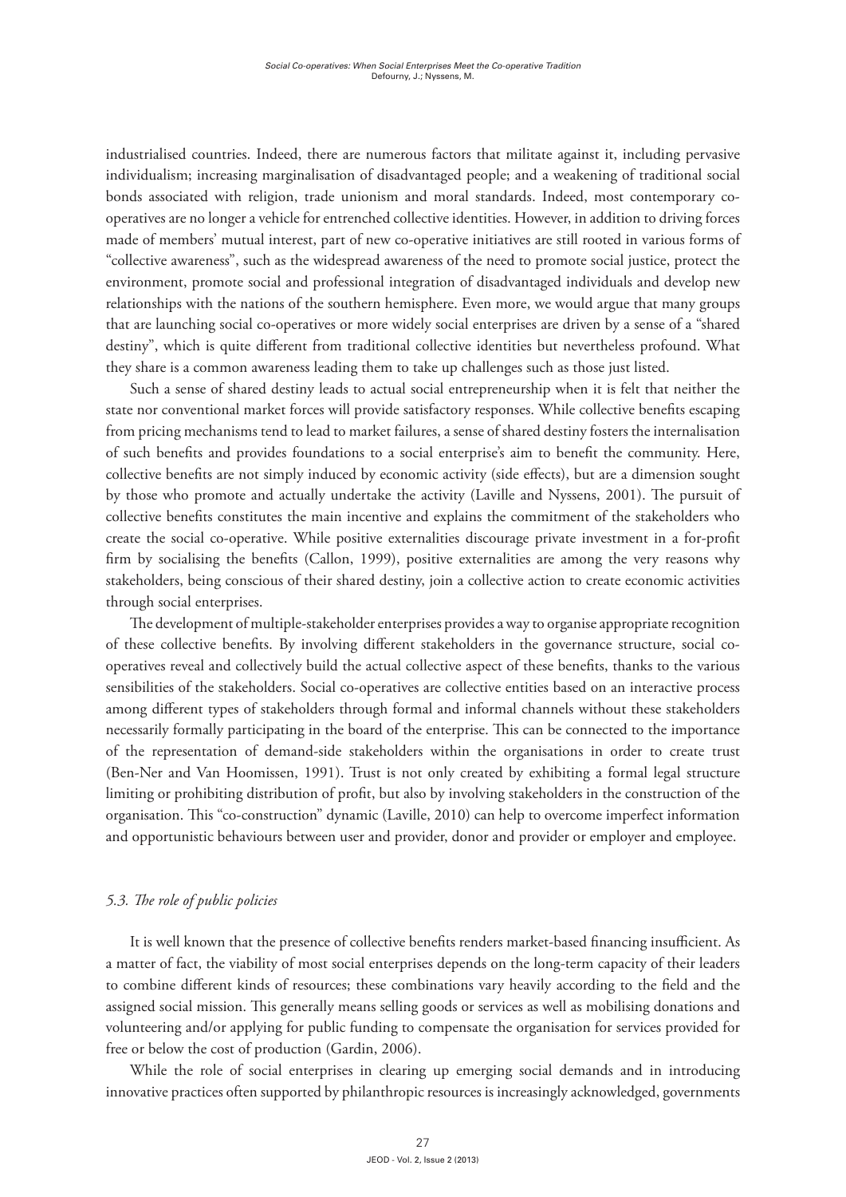industrialised countries. Indeed, there are numerous factors that militate against it, including pervasive individualism; increasing marginalisation of disadvantaged people; and a weakening of traditional social bonds associated with religion, trade unionism and moral standards. Indeed, most contemporary co-operatives are no longer a vehicle for entrenched collective identities. However, in addition to driving forces made of members' mutual interest, part of new co-operative initiatives are still rooted in various forms of "collective awareness", such as the widespread awareness of the need to promote social justice, protect the environment, promote social and professional integration of disadvantaged individuals and develop new relationships with the nations of the southern hemisphere. Even more, we would argue that many groups that are launching social co-operatives or more widely social enterprises are driven by a sense of a "shared destiny", which is quite different from traditional collective identities but nevertheless profound. What they share is a common awareness leading them to take up challenges such as those just listed.

Such a sense of shared destiny leads to actual social entrepreneurship when it is felt that neither the state nor conventional market forces will provide satisfactory responses. While collective benefits escaping from pricing mechanisms tend to lead to market failures, a sense of shared destiny fosters the internalisation of such benefits and provides foundations to a social enterprise's aim to benefit the community. Here, collective benefits are not simply induced by economic activity (side effects), but are a dimension sought by those who promote and actually undertake the activity (Laville and Nyssens, 2001). The pursuit of collective benefits constitutes the main incentive and explains the commitment of the stakeholders who create the social co-operative. While positive externalities discourage private investment in a for-profit firm by socialising the benefits (Callon, 1999), positive externalities are among the very reasons why stakeholders, being conscious of their shared destiny, join a collective action to create economic activities through social enterprises.

The development of multiple-stakeholder enterprises provides a way to organise appropriate recognition of these collective benefits. By involving different stakeholders in the governance structure, social co-operatives reveal and collectively build the actual collective aspect of these benefits, thanks to the various sensibilities of the stakeholders. Social co-operatives are collective entities based on an interactive process among different types of stakeholders through formal and informal channels without these stakeholders necessarily formally participating in the board of the enterprise. This can be connected to the importance of the representation of demand-side stakeholders within the organisations in order to create trust (Ben-Ner and Van Hoomissen, 1991). Trust is not only created by exhibiting a formal legal structure limiting or prohibiting distribution of profit, but also by involving stakeholders in the construction of the organisation. This "co-construction" dynamic (Laville, 2010) can help to overcome imperfect information and opportunistic behaviours between user and provider, donor and provider or employer and employee.

### *5.3. The role of public policies*

It is well known that the presence of collective benefits renders market-based financing insufficient. As a matter of fact, the viability of most social enterprises depends on the long-term capacity of their leaders to combine different kinds of resources; these combinations vary heavily according to the field and the assigned social mission. This generally means selling goods or services as well as mobilising donations and volunteering and/or applying for public funding to compensate the organisation for services provided for free or below the cost of production (Gardin, 2006).

While the role of social enterprises in clearing up emerging social demands and in introducing innovative practices often supported by philanthropic resources is increasingly acknowledged, governments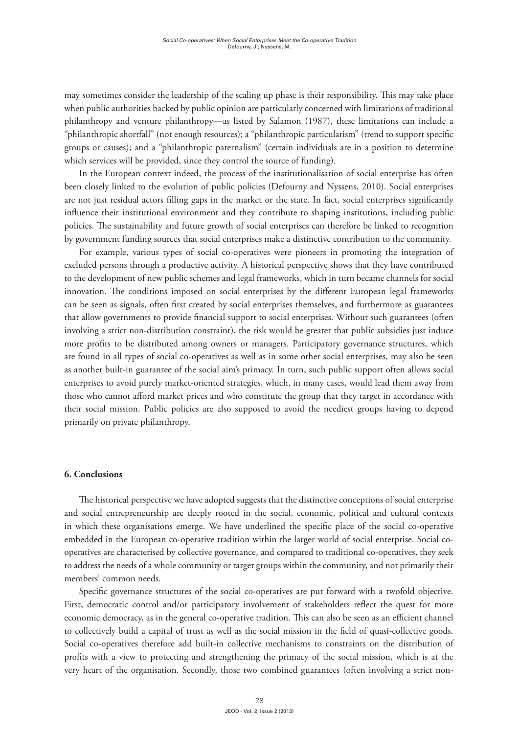may sometimes consider the leadership of the scaling up phase is their responsibility. This may take place when public authorities backed by public opinion are particularly concerned with limitations of traditional philanthropy and venture philanthropy—as listed by Salamon (1987), these limitations can include a "philanthropic shortfall" (not enough resources); a "philanthropic particularism" (trend to support specific groups or causes); and a "philanthropic paternalism" (certain individuals are in a position to determine which services will be provided, since they control the source of funding).

In the European context indeed, the process of the institutionalisation of social enterprise has often been closely linked to the evolution of public policies (Defourny and Nyssens, 2010). Social enterprises are not just residual actors filling gaps in the market or the state. In fact, social enterprises significantly influence their institutional environment and they contribute to shaping institutions, including public policies. The sustainability and future growth of social enterprises can therefore be linked to recognition by government funding sources that social enterprises make a distinctive contribution to the community.

For example, various types of social co-operatives were pioneers in promoting the integration of excluded persons through a productive activity. A historical perspective shows that they have contributed to the development of new public schemes and legal frameworks, which in turn became channels for social innovation. The conditions imposed on social enterprises by the different European legal frameworks can be seen as signals, often first created by social enterprises themselves, and furthermore as guarantees that allow governments to provide financial support to social enterprises. Without such guarantees (often involving a strict non-distribution constraint), the risk would be greater that public subsidies just induce more profits to be distributed among owners or managers. Participatory governance structures, which are found in all types of social co-operatives as well as in some other social enterprises, may also be seen as another built-in guarantee of the social aim's primacy. In turn, such public support often allows social enterprises to avoid purely market-oriented strategies, which, in many cases, would lead them away from those who cannot afford market prices and who constitute the group that they target in accordance with their social mission. Public policies are also supposed to avoid the neediest groups having to depend primarily on private philanthropy.

## 6. Conclusions

The historical perspective we have adopted suggests that the distinctive conceptions of social enterprise and social entrepreneurship are deeply rooted in the social, economic, political and cultural contexts in which these organisations emerge. We have underlined the specific place of the social co-operative embedded in the European co-operative tradition within the larger world of social enterprise. Social co-operatives are characterised by collective governance, and compared to traditional co-operatives, they seek to address the needs of a whole community or target groups within the community, and not primarily their members' common needs.

Specific governance structures of the social co-operatives are put forward with a twofold objective. First, democratic control and/or participatory involvement of stakeholders reflect the quest for more economic democracy, as in the general co-operative tradition. This can also be seen as an efficient channel to collectively build a capital of trust as well as the social mission in the field of quasi-collective goods. Social co-operatives therefore add built-in collective mechanisms to constraints on the distribution of profits with a view to protecting and strengthening the primacy of the social mission, which is at the very heart of the organisation. Secondly, those two combined guarantees (often involving a strict non-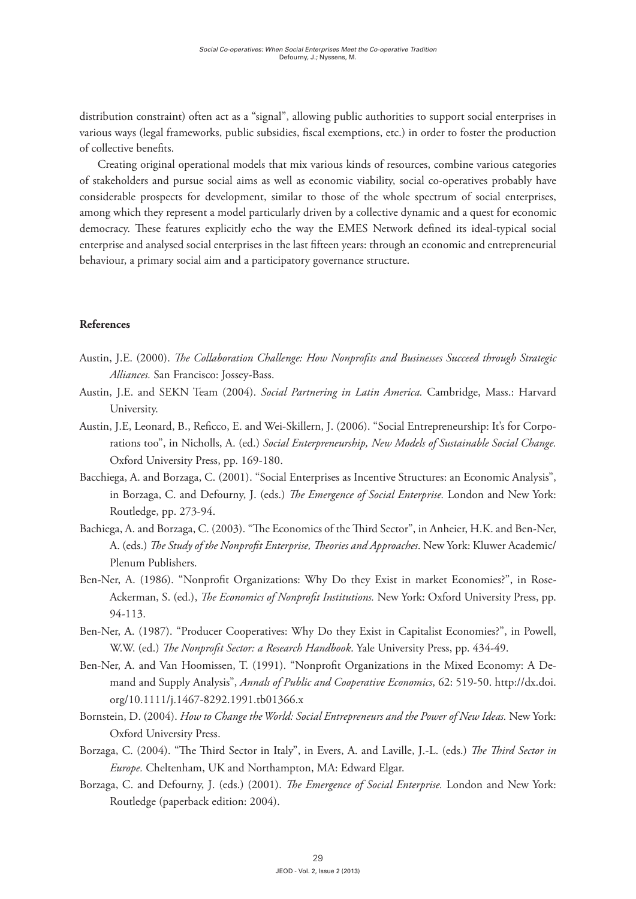distribution constraint) often act as a "signal", allowing public authorities to support social enterprises in various ways (legal frameworks, public subsidies, fiscal exemptions, etc.) in order to foster the production of collective benefits.

Creating original operational models that mix various kinds of resources, combine various categories of stakeholders and pursue social aims as well as economic viability, social co-operatives probably have considerable prospects for development, similar to those of the whole spectrum of social enterprises, among which they represent a model particularly driven by a collective dynamic and a quest for economic democracy. These features explicitly echo the way the EMES Network defined its ideal-typical social enterprise and analysed social enterprises in the last fifteen years: through an economic and entrepreneurial behaviour, a primary social aim and a participatory governance structure.

**References**

Austin, J.E. (2000). *The Collaboration Challenge: How Nonprofits and Businesses Succeed through Strategic Alliances.* San Francisco: Jossey-Bass.

Austin, J.E. and SEKN Team (2004). *Social Partnering in Latin America.* Cambridge, Mass.: Harvard University.

Austin, J.E, Leonard, B., Reficco, E. and Wei-Skillern, J. (2006). "Social Entrepreneurship: It's for Corporations too", in Nicholls, A. (ed.) *Social Enterpreneurship, New Models of Sustainable Social Change.* Oxford University Press, pp. 169-180.

Bacchiega, A. and Borzaga, C. (2001). "Social Enterprises as Incentive Structures: an Economic Analysis", in Borzaga, C. and Defourny, J. (eds.) *The Emergence of Social Enterprise.* London and New York: Routledge, pp. 273-94.

Bachiega, A. and Borzaga, C. (2003). "The Economics of the Third Sector", in Anheier, H.K. and Ben-Ner, A. (eds.) *The Study of the Nonprofit Enterprise, Theories and Approaches*. New York: Kluwer Academic/ Plenum Publishers.

Ben-Ner, A. (1986). "Nonprofit Organizations: Why Do they Exist in market Economies?", in Rose-Ackerman, S. (ed.), *The Economics of Nonprofit Institutions.* New York: Oxford University Press, pp. 94-113.

Ben-Ner, A. (1987). "Producer Cooperatives: Why Do they Exist in Capitalist Economies?", in Powell, W.W. (ed.) *The Nonprofit Sector: a Research Handbook*. Yale University Press, pp. 434-49.

Ben-Ner, A. and Van Hoomissen, T. (1991). "Nonprofit Organizations in the Mixed Economy: A Demand and Supply Analysis", *Annals of Public and Cooperative Economics*, 62: 519-50. http://dx.doi.org/10.1111/j.1467-8292.1991.tb01366.x

Bornstein, D. (2004). *How to Change the World: Social Entrepreneurs and the Power of New Ideas.* New York: Oxford University Press.

Borzaga, C. (2004). "The Third Sector in Italy", in Evers, A. and Laville, J.-L. (eds.) *The Third Sector in Europe.* Cheltenham, UK and Northampton, MA: Edward Elgar.

Borzaga, C. and Defourny, J. (eds.) (2001). *The Emergence of Social Enterprise.* London and New York: Routledge (paperback edition: 2004).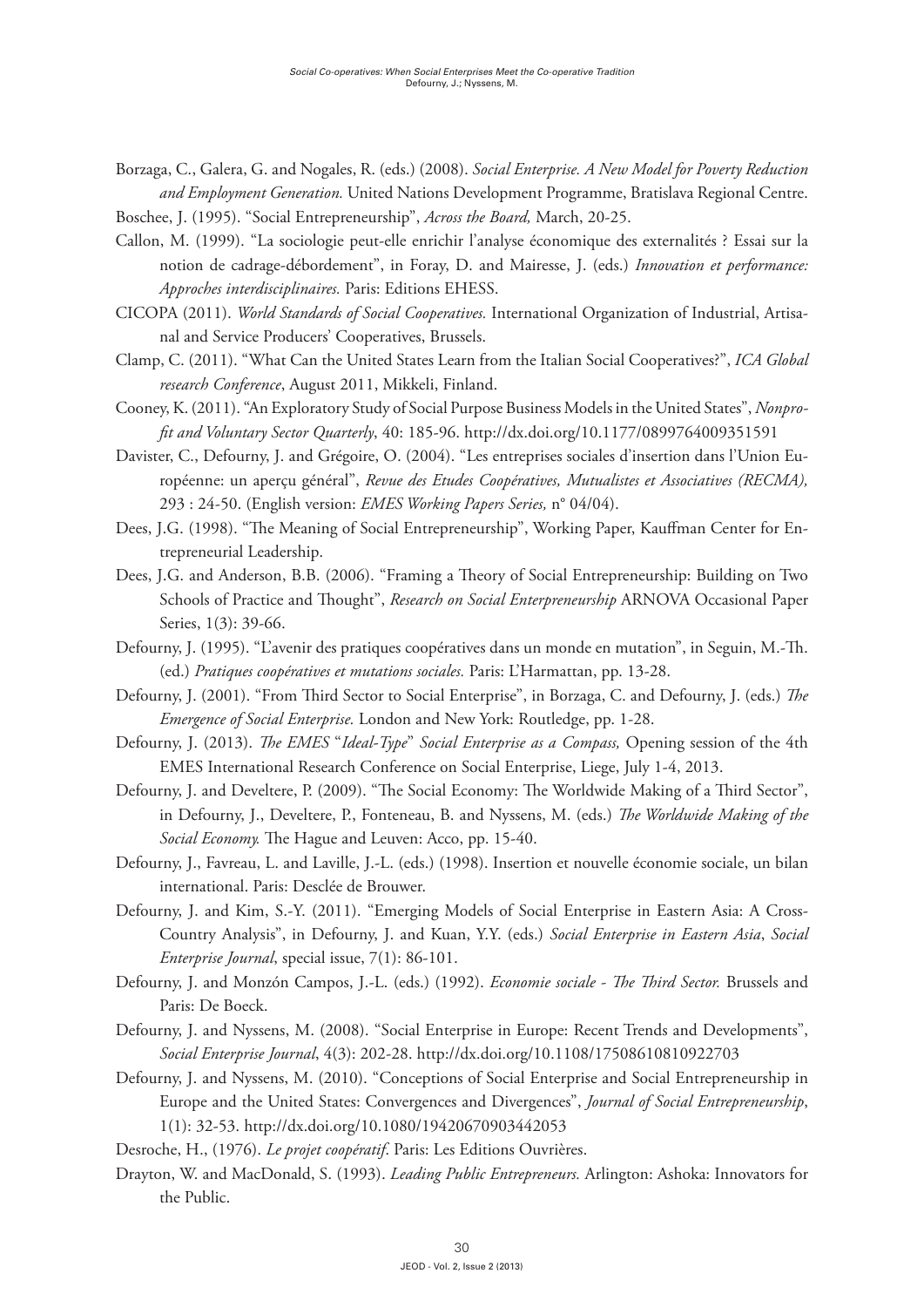Borzaga, C., Galera, G. and Nogales, R. (eds.) (2008). *Social Enterprise. A New Model for Poverty Reduction and Employment Generation.* United Nations Development Programme, Bratislava Regional Centre.

Boschee, J. (1995). "Social Entrepreneurship", *Across the Board,* March, 20-25.

Callon, M. (1999). "La sociologie peut-elle enrichir l'analyse économique des externalités ? Essai sur la notion de cadrage-débordement", in Foray, D. and Mairesse, J. (eds.) *Innovation et performance: Approches interdisciplinaires.* Paris: Editions EHESS.

CICOPA (2011). *World Standards of Social Cooperatives.* International Organization of Industrial, Artisanal and Service Producers' Cooperatives, Brussels.

Clamp, C. (2011). "What Can the United States Learn from the Italian Social Cooperatives?", *ICA Global research Conference*, August 2011, Mikkeli, Finland.

Cooney, K. (2011). "An Exploratory Study of Social Purpose Business Models in the United States", *Nonprofit and Voluntary Sector Quarterly*, 40: 185-96. http://dx.doi.org/10.1177/0899764009351591

Davister, C., Defourny, J. and Grégoire, O. (2004). "Les entreprises sociales d'insertion dans l'Union Européenne: un aperçu général", *Revue des Etudes Coopératives, Mutualistes et Associatives (RECMA),* 293 : 24-50. (English version: *EMES Working Papers Series,* n° 04/04).

Dees, J.G. (1998). "The Meaning of Social Entrepreneurship", Working Paper, Kauffman Center for Entrepreneurial Leadership.

Dees, J.G. and Anderson, B.B. (2006). "Framing a Theory of Social Entrepreneurship: Building on Two Schools of Practice and Thought", *Research on Social Enterpreneurship* ARNOVA Occasional Paper Series, 1(3): 39-66.

Defourny, J. (1995). "L'avenir des pratiques coopératives dans un monde en mutation", in Seguin, M.-Th. (ed.) *Pratiques coopératives et mutations sociales.* Paris: L'Harmattan, pp. 13-28.

Defourny, J. (2001). "From Third Sector to Social Enterprise", in Borzaga, C. and Defourny, J. (eds.) *The Emergence of Social Enterprise.* London and New York: Routledge, pp. 1-28.

Defourny, J. (2013). *The EMES "Ideal-Type" Social Enterprise as a Compass,* Opening session of the 4th EMES International Research Conference on Social Enterprise, Liege, July 1-4, 2013.

Defourny, J. and Develtere, P. (2009). "The Social Economy: The Worldwide Making of a Third Sector", in Defourny, J., Develtere, P., Fonteneau, B. and Nyssens, M. (eds.) *The Worldwide Making of the Social Economy.* The Hague and Leuven: Acco, pp. 15-40.

Defourny, J., Favreau, L. and Laville, J.-L. (eds.) (1998). Insertion et nouvelle économie sociale, un bilan international. Paris: Desclée de Brouwer.

Defourny, J. and Kim, S.-Y. (2011). "Emerging Models of Social Enterprise in Eastern Asia: A Cross-Country Analysis", in Defourny, J. and Kuan, Y.Y. (eds.) *Social Enterprise in Eastern Asia*, *Social Enterprise Journal*, special issue, 7(1): 86-101.

Defourny, J. and Monzón Campos, J.-L. (eds.) (1992). *Economie sociale - The Third Sector.* Brussels and Paris: De Boeck.

Defourny, J. and Nyssens, M. (2008). "Social Enterprise in Europe: Recent Trends and Developments", *Social Enterprise Journal*, 4(3): 202-28. http://dx.doi.org/10.1108/17508610810922703

Defourny, J. and Nyssens, M. (2010). "Conceptions of Social Enterprise and Social Entrepreneurship in Europe and the United States: Convergences and Divergences", *Journal of Social Entrepreneurship*, 1(1): 32-53. http://dx.doi.org/10.1080/19420670903442053

Desroche, H., (1976). *Le projet coopératif.* Paris: Les Editions Ouvrières.

Drayton, W. and MacDonald, S. (1993). *Leading Public Entrepreneurs.* Arlington: Ashoka: Innovators for the Public.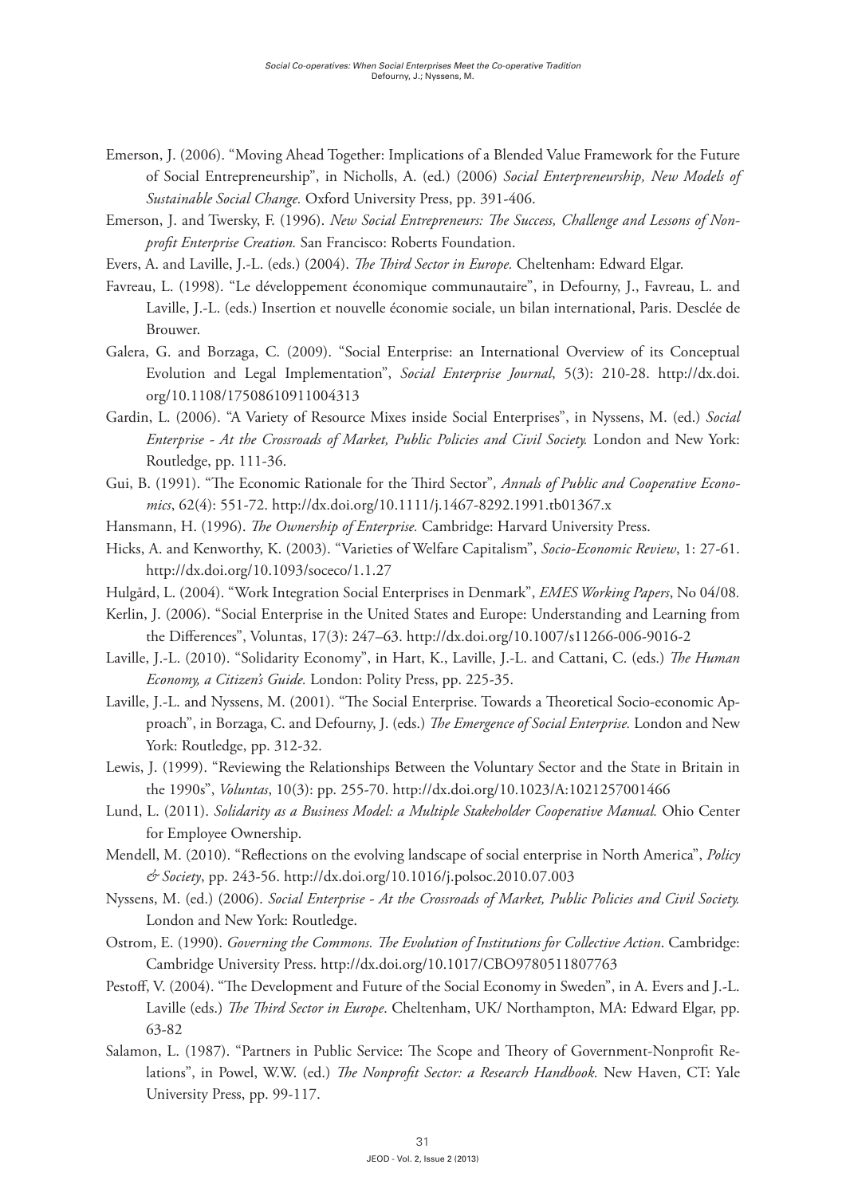Emerson, J. (2006). "Moving Ahead Together: Implications of a Blended Value Framework for the Future of Social Entrepreneurship", in Nicholls, A. (ed.) (2006) *Social Enterpereneurship, New Models of Sustainable Social Change.* Oxford University Press, pp. 391-406.

Emerson, J. and Twersky, F. (1996). *New Social Entrepreneurs: The Success, Challenge and Lessons of Non-profit Enterprise Creation.* San Francisco: Roberts Foundation.

Evers, A. and Laville, J.-L. (eds.) (2004). *The Third Sector in Europe.* Cheltenham: Edward Elgar.

Favreau, L. (1998). "Le développement économique communautaire", in Defourny, J., Favreau, L. and Laville, J.-L. (eds.) Insertion et nouvelle économie sociale, un bilan international, Paris. Desclée de Brouwer.

Galera, G. and Borzaga, C. (2009). "Social Enterprise: an International Overview of its Conceptual Evolution and Legal Implementation", *Social Enterprise Journal*, 5(3): 210-28. http://dx.doi.org/10.1108/17508610911004313

Gardin, L. (2006). "A Variety of Resource Mixes inside Social Enterprises", in Nyssens, M. (ed.) *Social Enterprise - At the Crossroads of Market, Public Policies and Civil Society.* London and New York: Routledge, pp. 111-36.

Gui, B. (1991). "The Economic Rationale for the Third Sector"*, Annals of Public and Cooperative Economics*, 62(4): 551-72. http://dx.doi.org/10.1111/j.1467-8292.1991.tb01367.x

Hansmann, H. (1996). *The Ownership of Enterprise.* Cambridge: Harvard University Press.

Hicks, A. and Kenworthy, K. (2003). "Varieties of Welfare Capitalism", *Socio-Economic Review*, 1: 27-61. http://dx.doi.org/10.1093/soceco/1.1.27

Hulgård, L. (2004). "Work Integration Social Enterprises in Denmark", *EMES Working Papers*, No 04/08.

Kerlin, J. (2006). "Social Enterprise in the United States and Europe: Understanding and Learning from the Differences", Voluntas, 17(3): 247–63. http://dx.doi.org/10.1007/s11266-006-9016-2

Laville, J.-L. (2010). "Solidarity Economy", in Hart, K., Laville, J.-L. and Cattani, C. (eds.) *The Human Economy, a Citizen's Guide.* London: Polity Press, pp. 225-35.

Laville, J.-L. and Nyssens, M. (2001). "The Social Enterprise. Towards a Theoretical Socio-economic Approach", in Borzaga, C. and Defourny, J. (eds.) *The Emergence of Social Enterprise.* London and New York: Routledge, pp. 312-32.

Lewis, J. (1999). "Reviewing the Relationships Between the Voluntary Sector and the State in Britain in the 1990s", *Voluntas*, 10(3): pp. 255-70. http://dx.doi.org/10.1023/A:1021257001466

Lund, L. (2011). *Solidarity as a Business Model: a Multiple Stakeholder Cooperative Manual.* Ohio Center for Employee Ownership.

Mendell, M. (2010). "Reflections on the evolving landscape of social enterprise in North America", *Policy & Society*, pp. 243-56. http://dx.doi.org/10.1016/j.polsoc.2010.07.003

Nyssens, M. (ed.) (2006). *Social Enterprise - At the Crossroads of Market, Public Policies and Civil Society.* London and New York: Routledge.

Ostrom, E. (1990). *Governing the Commons. The Evolution of Institutions for Collective Action*. Cambridge: Cambridge University Press. http://dx.doi.org/10.1017/CBO9780511807763

Pestoff, V. (2004). "The Development and Future of the Social Economy in Sweden", in A. Evers and J.-L. Laville (eds.) *The Third Sector in Europe*. Cheltenham, UK/ Northampton, MA: Edward Elgar, pp. 63-82

Salamon, L. (1987). "Partners in Public Service: The Scope and Theory of Government-Nonprofit Relations", in Powel, W.W. (ed.) *The Nonprofit Sector: a Research Handbook.* New Haven, CT: Yale University Press, pp. 99-117.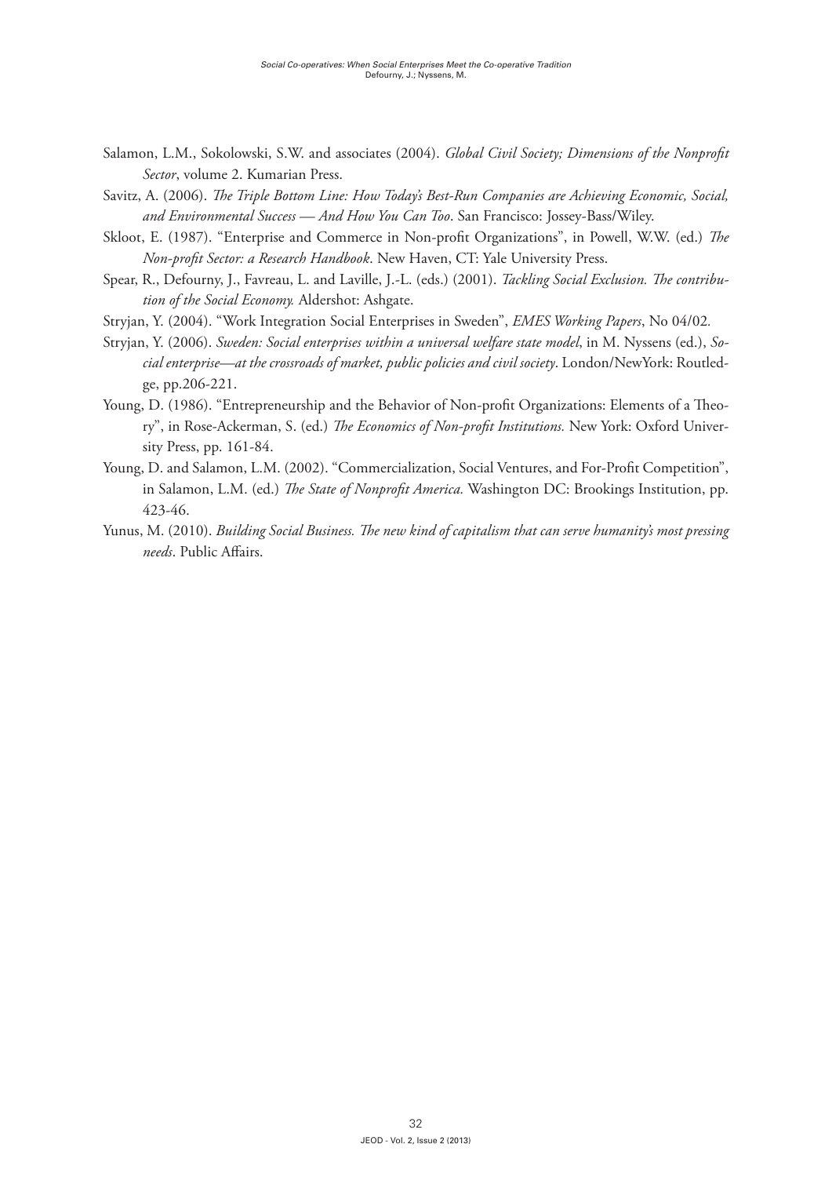Salamon, L.M., Sokolowski, S.W. and associates (2004). *Global Civil Society; Dimensions of the Nonprofit Sector*, volume 2. Kumarian Press.

Savitz, A. (2006). *The Triple Bottom Line: How Today's Best-Run Companies are Achieving Economic, Social, and Environmental Success — And How You Can Too*. San Francisco: Jossey-Bass/Wiley.

Skloot, E. (1987). "Enterprise and Commerce in Non-profit Organizations", in Powell, W.W. (ed.) *The Non-profit Sector: a Research Handbook*. New Haven, CT: Yale University Press.

Spear, R., Defourny, J., Favreau, L. and Laville, J.-L. (eds.) (2001). *Tackling Social Exclusion. The contribution of the Social Economy.* Aldershot: Ashgate.

Stryjan, Y. (2004). "Work Integration Social Enterprises in Sweden", *EMES Working Papers*, No 04/02.

Stryjan, Y. (2006). *Sweden: Social enterprises within a universal welfare state model*, in M. Nyssens (ed.), *Social enterprise—at the crossroads of market, public policies and civil society*. London/NewYork: Routledge, pp.206-221.

Young, D. (1986). "Entrepreneurship and the Behavior of Non-profit Organizations: Elements of a Theory", in Rose-Ackerman, S. (ed.) *The Economics of Non-profit Institutions.* New York: Oxford University Press, pp. 161-84.

Young, D. and Salamon, L.M. (2002). "Commercialization, Social Ventures, and For-Profit Competition", in Salamon, L.M. (ed.) *The State of Nonprofit America.* Washington DC: Brookings Institution, pp. 423-46.

Yunus, M. (2010). *Building Social Business. The new kind of capitalism that can serve humanity's most pressing needs*. Public Affairs.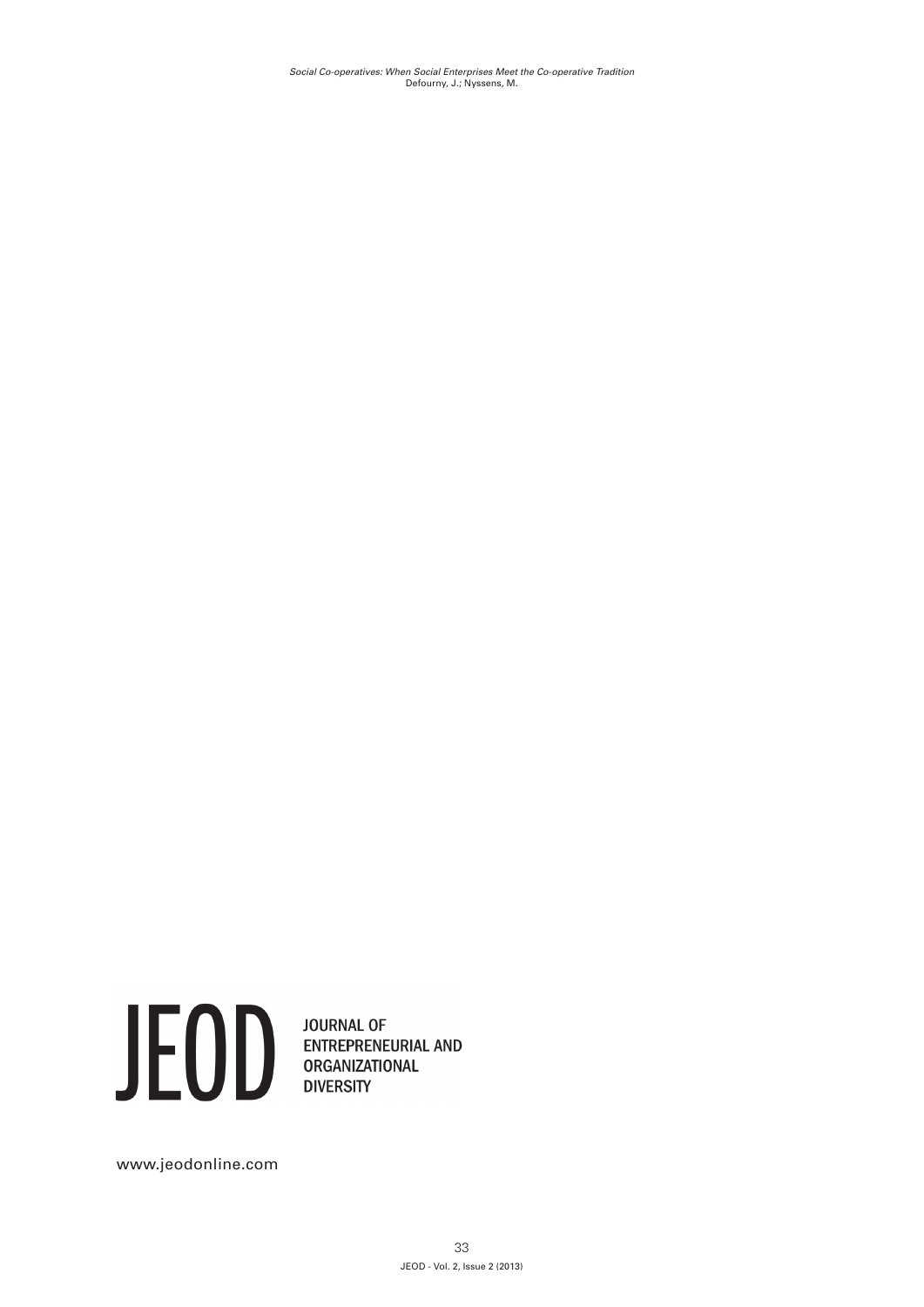JEOD JOURNAL OF ENTREPRENEURIAL AND ORGANIZATIONAL DIVERSITY

www.jeodonline.com